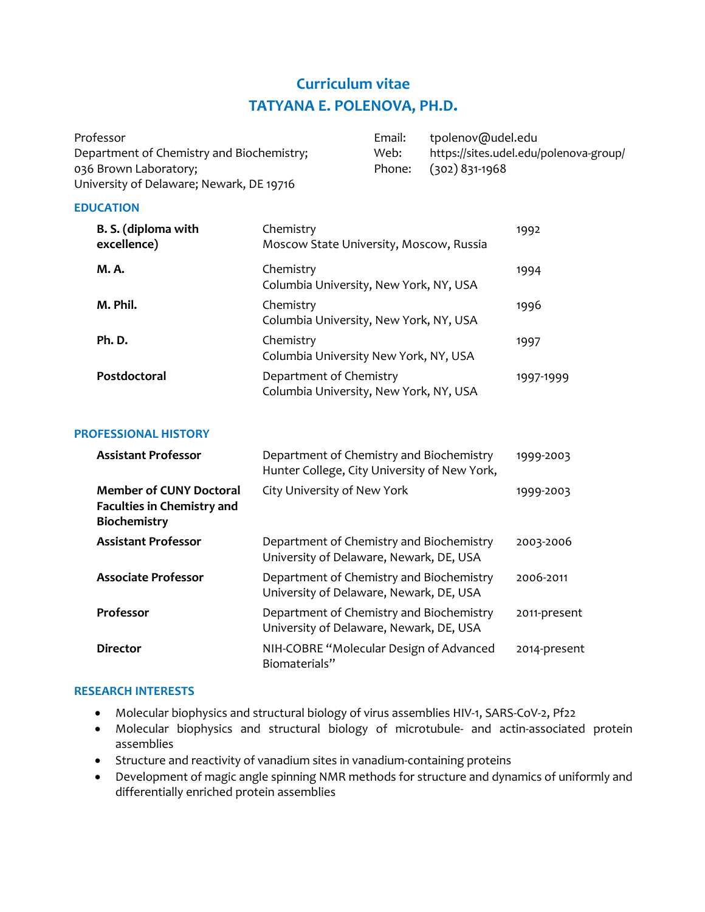# Curriculum vitae
# TATYANA E. POLENOVA, PH.D.

Professor
Department of Chemistry and Biochemistry;
036 Brown Laboratory;
University of Delaware; Newark, DE 19716

Email: tpolenov@udel.edu
Web: https://sites.udel.edu/polenova-group/
Phone: (302) 831-1968

## EDUCATION

| | | |
|---|---|---|
| **B. S. (diploma with excellence)** | Chemistry<br>Moscow State University, Moscow, Russia | 1992 |
| **M. A.** | Chemistry<br>Columbia University, New York, NY, USA | 1994 |
| **M. Phil.** | Chemistry<br>Columbia University, New York, NY, USA | 1996 |
| **Ph. D.** | Chemistry<br>Columbia University New York, NY, USA | 1997 |
| **Postdoctoral** | Department of Chemistry<br>Columbia University, New York, NY, USA | 1997-1999 |

## PROFESSIONAL HISTORY

| | | |
|---|---|---|
| **Assistant Professor** | Department of Chemistry and Biochemistry<br>Hunter College, City University of New York, | 1999-2003 |
| **Member of CUNY Doctoral Faculties in Chemistry and Biochemistry** | City University of New York | 1999-2003 |
| **Assistant Professor** | Department of Chemistry and Biochemistry<br>University of Delaware, Newark, DE, USA | 2003-2006 |
| **Associate Professor** | Department of Chemistry and Biochemistry<br>University of Delaware, Newark, DE, USA | 2006-2011 |
| **Professor** | Department of Chemistry and Biochemistry<br>University of Delaware, Newark, DE, USA | 2011-present |
| **Director** | NIH-COBRE "Molecular Design of Advanced Biomaterials" | 2014-present |

## RESEARCH INTERESTS

- Molecular biophysics and structural biology of virus assemblies HIV-1, SARS-CoV-2, Pf22
- Molecular biophysics and structural biology of microtubule- and actin-associated protein assemblies
- Structure and reactivity of vanadium sites in vanadium-containing proteins
- Development of magic angle spinning NMR methods for structure and dynamics of uniformly and differentially enriched protein assemblies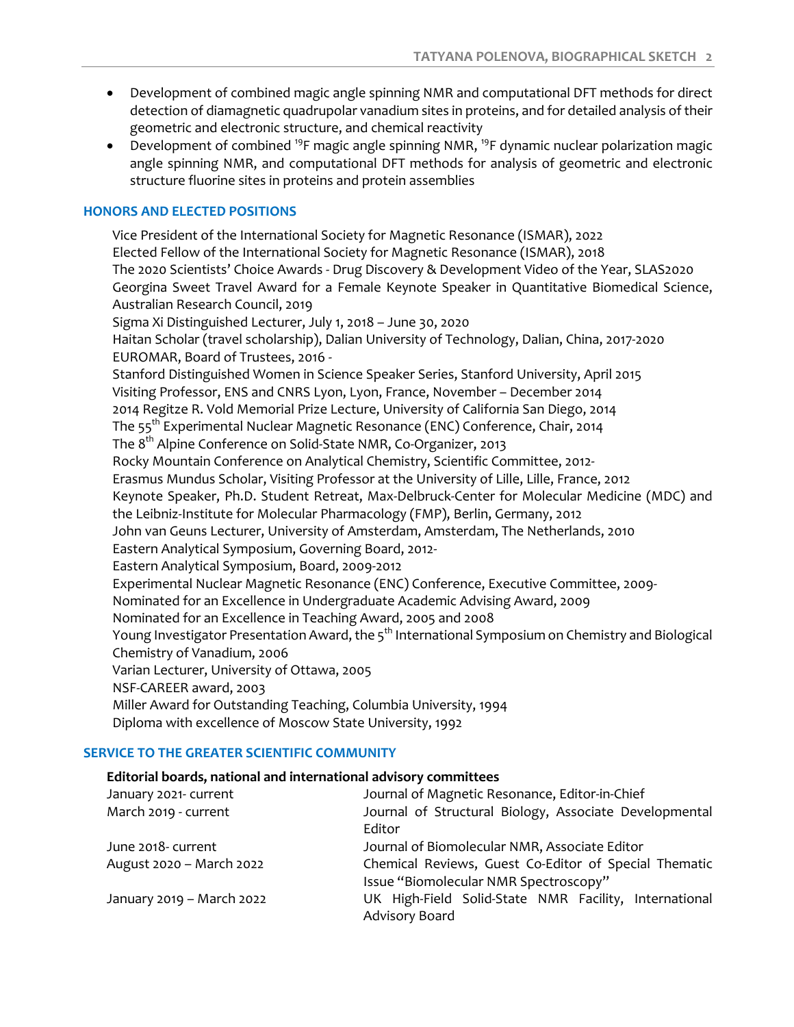- Development of combined magic angle spinning NMR and computational DFT methods for direct detection of diamagnetic quadrupolar vanadium sites in proteins, and for detailed analysis of their geometric and electronic structure, and chemical reactivity
- Development of combined $^{19}F$ magic angle spinning NMR, $^{19}F$ dynamic nuclear polarization magic angle spinning NMR, and computational DFT methods for analysis of geometric and electronic structure fluorine sites in proteins and protein assemblies

## HONORS AND ELECTED POSITIONS

Vice President of the International Society for Magnetic Resonance (ISMAR), 2022
Elected Fellow of the International Society for Magnetic Resonance (ISMAR), 2018
The 2020 Scientists' Choice Awards - Drug Discovery & Development Video of the Year, SLAS2020
Georgina Sweet Travel Award for a Female Keynote Speaker in Quantitative Biomedical Science, Australian Research Council, 2019
Sigma Xi Distinguished Lecturer, July 1, 2018 – June 30, 2020
Haitan Scholar (travel scholarship), Dalian University of Technology, Dalian, China, 2017-2020
EUROMAR, Board of Trustees, 2016 -
Stanford Distinguished Women in Science Speaker Series, Stanford University, April 2015
Visiting Professor, ENS and CNRS Lyon, Lyon, France, November – December 2014
2014 Regitze R. Vold Memorial Prize Lecture, University of California San Diego, 2014
The 55th Experimental Nuclear Magnetic Resonance (ENC) Conference, Chair, 2014
The 8th Alpine Conference on Solid-State NMR, Co-Organizer, 2013
Rocky Mountain Conference on Analytical Chemistry, Scientific Committee, 2012-
Erasmus Mundus Scholar, Visiting Professor at the University of Lille, Lille, France, 2012
Keynote Speaker, Ph.D. Student Retreat, Max-Delbruck-Center for Molecular Medicine (MDC) and the Leibniz-Institute for Molecular Pharmacology (FMP), Berlin, Germany, 2012
John van Geuns Lecturer, University of Amsterdam, Amsterdam, The Netherlands, 2010
Eastern Analytical Symposium, Governing Board, 2012-
Eastern Analytical Symposium, Board, 2009-2012
Experimental Nuclear Magnetic Resonance (ENC) Conference, Executive Committee, 2009-
Nominated for an Excellence in Undergraduate Academic Advising Award, 2009
Nominated for an Excellence in Teaching Award, 2005 and 2008
Young Investigator Presentation Award, the 5th International Symposium on Chemistry and Biological Chemistry of Vanadium, 2006
Varian Lecturer, University of Ottawa, 2005
NSF-CAREER award, 2003
Miller Award for Outstanding Teaching, Columbia University, 1994
Diploma with excellence of Moscow State University, 1992

## SERVICE TO THE GREATER SCIENTIFIC COMMUNITY

**Editorial boards, national and international advisory committees**

| | |
|---|---|
| January 2021- current | Journal of Magnetic Resonance, Editor-in-Chief |
| March 2019 - current | Journal of Structural Biology, Associate Developmental Editor |
| June 2018- current | Journal of Biomolecular NMR, Associate Editor |
| August 2020 – March 2022 | Chemical Reviews, Guest Co-Editor of Special Thematic Issue "Biomolecular NMR Spectroscopy" |
| January 2019 – March 2022 | UK High-Field Solid-State NMR Facility, International Advisory Board |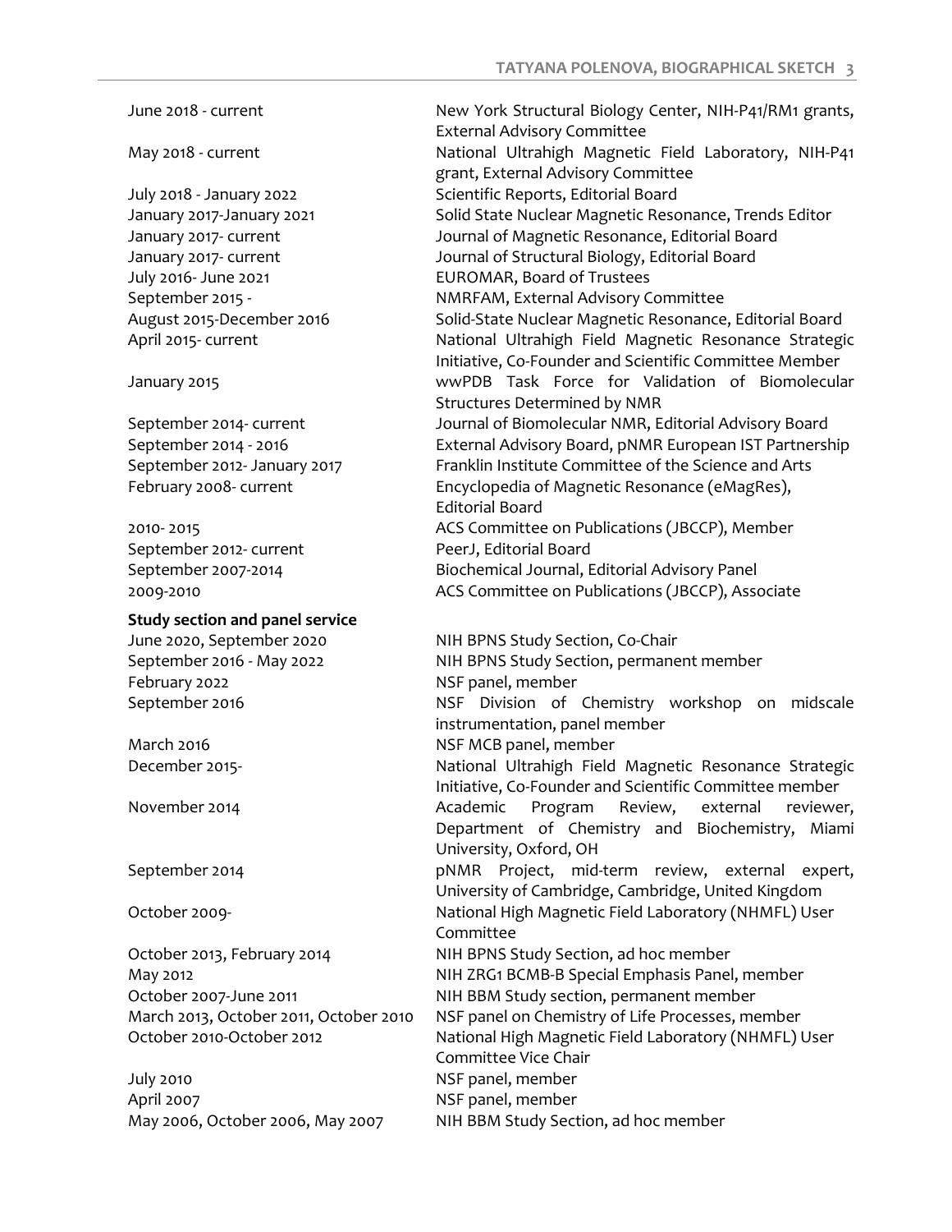| | |
|---|---|
| June 2018 - current | New York Structural Biology Center, NIH-P41/RM1 grants, External Advisory Committee |
| May 2018 - current | National Ultrahigh Magnetic Field Laboratory, NIH-P41 grant, External Advisory Committee |
| July 2018 - January 2022 | Scientific Reports, Editorial Board |
| January 2017-January 2021 | Solid State Nuclear Magnetic Resonance, Trends Editor |
| January 2017- current | Journal of Magnetic Resonance, Editorial Board |
| January 2017- current | Journal of Structural Biology, Editorial Board |
| July 2016- June 2021 | EUROMAR, Board of Trustees |
| September 2015 - | NMRFAM, External Advisory Committee |
| August 2015-December 2016 | Solid-State Nuclear Magnetic Resonance, Editorial Board |
| April 2015- current | National Ultrahigh Field Magnetic Resonance Strategic Initiative, Co-Founder and Scientific Committee Member |
| January 2015 | wwPDB Task Force for Validation of Biomolecular Structures Determined by NMR |
| September 2014- current | Journal of Biomolecular NMR, Editorial Advisory Board |
| September 2014 - 2016 | External Advisory Board, pNMR European IST Partnership |
| September 2012- January 2017 | Franklin Institute Committee of the Science and Arts |
| February 2008- current | Encyclopedia of Magnetic Resonance (eMagRes), Editorial Board |
| 2010- 2015 | ACS Committee on Publications (JBCCP), Member |
| September 2012- current | PeerJ, Editorial Board |
| September 2007-2014 | Biochemical Journal, Editorial Advisory Panel |
| 2009-2010 | ACS Committee on Publications (JBCCP), Associate |

**Study section and panel service**

| | |
|---|---|
| June 2020, September 2020 | NIH BPNS Study Section, Co-Chair |
| September 2016 - May 2022 | NIH BPNS Study Section, permanent member |
| February 2022 | NSF panel, member |
| September 2016 | NSF Division of Chemistry workshop on midscale instrumentation, panel member |
| March 2016 | NSF MCB panel, member |
| December 2015- | National Ultrahigh Field Magnetic Resonance Strategic Initiative, Co-Founder and Scientific Committee member |
| November 2014 | Academic Program Review, external reviewer, Department of Chemistry and Biochemistry, Miami University, Oxford, OH |
| September 2014 | pNMR Project, mid-term review, external expert, University of Cambridge, Cambridge, United Kingdom |
| October 2009- | National High Magnetic Field Laboratory (NHMFL) User Committee |
| October 2013, February 2014 | NIH BPNS Study Section, ad hoc member |
| May 2012 | NIH ZRG1 BCMB-B Special Emphasis Panel, member |
| October 2007-June 2011 | NIH BBM Study section, permanent member |
| March 2013, October 2011, October 2010 | NSF panel on Chemistry of Life Processes, member |
| October 2010-October 2012 | National High Magnetic Field Laboratory (NHMFL) User Committee Vice Chair |
| July 2010 | NSF panel, member |
| April 2007 | NSF panel, member |
| May 2006, October 2006, May 2007 | NIH BBM Study Section, ad hoc member |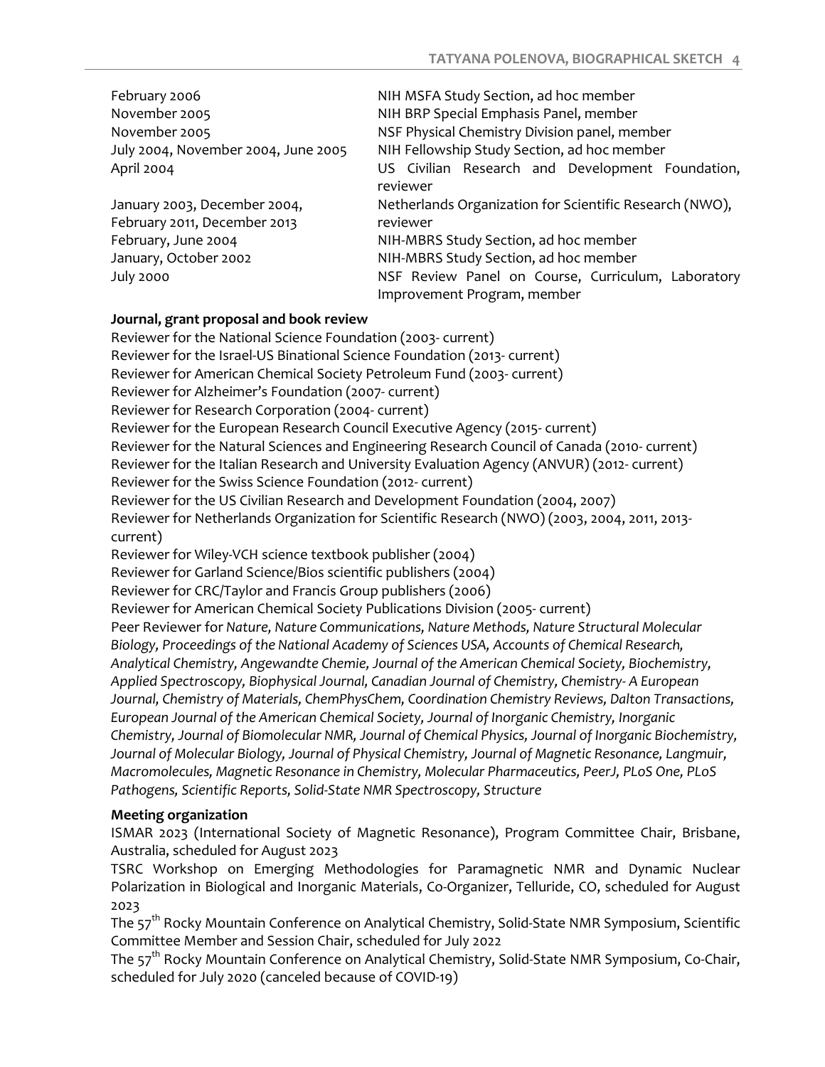| | |
|---|---|
| February 2006 | NIH MSFA Study Section, ad hoc member |
| November 2005 | NIH BRP Special Emphasis Panel, member |
| November 2005 | NSF Physical Chemistry Division panel, member |
| July 2004, November 2004, June 2005 | NIH Fellowship Study Section, ad hoc member |
| April 2004 | US Civilian Research and Development Foundation, reviewer |
| January 2003, December 2004, February 2011, December 2013 | Netherlands Organization for Scientific Research (NWO), reviewer |
| February, June 2004 | NIH-MBRS Study Section, ad hoc member |
| January, October 2002 | NIH-MBRS Study Section, ad hoc member |
| July 2000 | NSF Review Panel on Course, Curriculum, Laboratory Improvement Program, member |

**Journal, grant proposal and book review**

Reviewer for the National Science Foundation (2003- current)
Reviewer for the Israel-US Binational Science Foundation (2013- current)
Reviewer for American Chemical Society Petroleum Fund (2003- current)
Reviewer for Alzheimer's Foundation (2007- current)
Reviewer for Research Corporation (2004- current)
Reviewer for the European Research Council Executive Agency (2015- current)
Reviewer for the Natural Sciences and Engineering Research Council of Canada (2010- current)
Reviewer for the Italian Research and University Evaluation Agency (ANVUR) (2012- current)
Reviewer for the Swiss Science Foundation (2012- current)
Reviewer for the US Civilian Research and Development Foundation (2004, 2007)
Reviewer for Netherlands Organization for Scientific Research (NWO) (2003, 2004, 2011, 2013- current)
Reviewer for Wiley-VCH science textbook publisher (2004)
Reviewer for Garland Science/Bios scientific publishers (2004)
Reviewer for CRC/Taylor and Francis Group publishers (2006)
Reviewer for American Chemical Society Publications Division (2005- current)
Peer Reviewer for *Nature, Nature Communications, Nature Methods, Nature Structural Molecular Biology, Proceedings of the National Academy of Sciences USA, Accounts of Chemical Research, Analytical Chemistry, Angewandte Chemie, Journal of the American Chemical Society, Biochemistry, Applied Spectroscopy, Biophysical Journal, Canadian Journal of Chemistry, Chemistry- A European Journal, Chemistry of Materials, ChemPhysChem, Coordination Chemistry Reviews, Dalton Transactions, European Journal of the American Chemical Society, Journal of Inorganic Chemistry, Inorganic Chemistry, Journal of Biomolecular NMR, Journal of Chemical Physics, Journal of Inorganic Biochemistry, Journal of Molecular Biology, Journal of Physical Chemistry, Journal of Magnetic Resonance, Langmuir, Macromolecules, Magnetic Resonance in Chemistry, Molecular Pharmaceutics, PeerJ, PLoS One, PLoS Pathogens, Scientific Reports, Solid-State NMR Spectroscopy, Structure*

**Meeting organization**

ISMAR 2023 (International Society of Magnetic Resonance), Program Committee Chair, Brisbane, Australia, scheduled for August 2023

TSRC Workshop on Emerging Methodologies for Paramagnetic NMR and Dynamic Nuclear Polarization in Biological and Inorganic Materials, Co-Organizer, Telluride, CO, scheduled for August 2023

The 57th Rocky Mountain Conference on Analytical Chemistry, Solid-State NMR Symposium, Scientific Committee Member and Session Chair, scheduled for July 2022

The 57th Rocky Mountain Conference on Analytical Chemistry, Solid-State NMR Symposium, Co-Chair, scheduled for July 2020 (canceled because of COVID-19)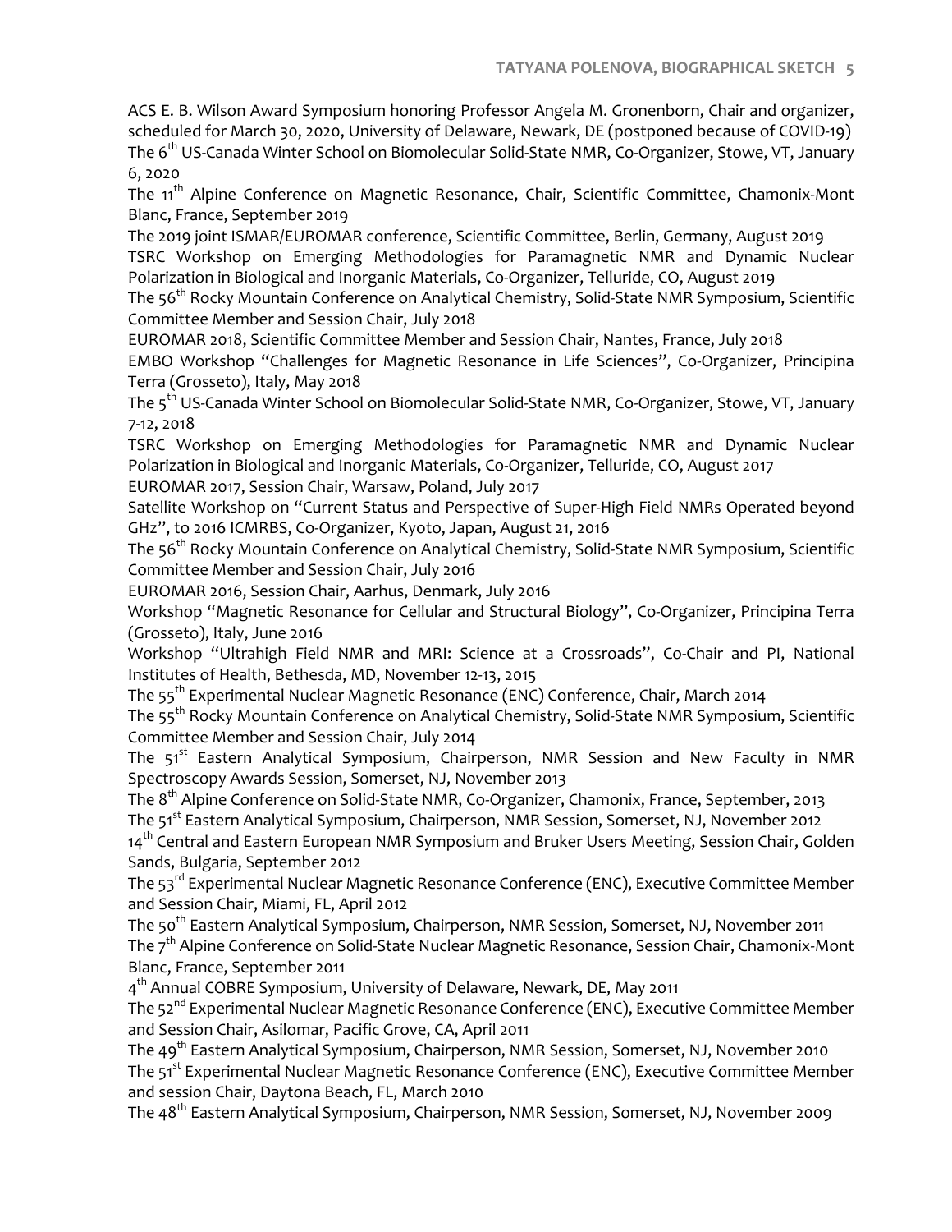ACS E. B. Wilson Award Symposium honoring Professor Angela M. Gronenborn, Chair and organizer, scheduled for March 30, 2020, University of Delaware, Newark, DE (postponed because of COVID-19)

The 6th US-Canada Winter School on Biomolecular Solid-State NMR, Co-Organizer, Stowe, VT, January 6, 2020

The 11th Alpine Conference on Magnetic Resonance, Chair, Scientific Committee, Chamonix-Mont Blanc, France, September 2019

The 2019 joint ISMAR/EUROMAR conference, Scientific Committee, Berlin, Germany, August 2019

TSRC Workshop on Emerging Methodologies for Paramagnetic NMR and Dynamic Nuclear Polarization in Biological and Inorganic Materials, Co-Organizer, Telluride, CO, August 2019

The 56th Rocky Mountain Conference on Analytical Chemistry, Solid-State NMR Symposium, Scientific Committee Member and Session Chair, July 2018

EUROMAR 2018, Scientific Committee Member and Session Chair, Nantes, France, July 2018

EMBO Workshop "Challenges for Magnetic Resonance in Life Sciences", Co-Organizer, Principina Terra (Grosseto), Italy, May 2018

The 5th US-Canada Winter School on Biomolecular Solid-State NMR, Co-Organizer, Stowe, VT, January 7-12, 2018

TSRC Workshop on Emerging Methodologies for Paramagnetic NMR and Dynamic Nuclear Polarization in Biological and Inorganic Materials, Co-Organizer, Telluride, CO, August 2017

EUROMAR 2017, Session Chair, Warsaw, Poland, July 2017

Satellite Workshop on "Current Status and Perspective of Super-High Field NMRs Operated beyond GHz", to 2016 ICMRBS, Co-Organizer, Kyoto, Japan, August 21, 2016

The 56th Rocky Mountain Conference on Analytical Chemistry, Solid-State NMR Symposium, Scientific Committee Member and Session Chair, July 2016

EUROMAR 2016, Session Chair, Aarhus, Denmark, July 2016

Workshop "Magnetic Resonance for Cellular and Structural Biology", Co-Organizer, Principina Terra (Grosseto), Italy, June 2016

Workshop "Ultrahigh Field NMR and MRI: Science at a Crossroads", Co-Chair and PI, National Institutes of Health, Bethesda, MD, November 12-13, 2015

The 55th Experimental Nuclear Magnetic Resonance (ENC) Conference, Chair, March 2014

The 55th Rocky Mountain Conference on Analytical Chemistry, Solid-State NMR Symposium, Scientific Committee Member and Session Chair, July 2014

The 51st Eastern Analytical Symposium, Chairperson, NMR Session and New Faculty in NMR Spectroscopy Awards Session, Somerset, NJ, November 2013

The 8th Alpine Conference on Solid-State NMR, Co-Organizer, Chamonix, France, September, 2013

The 51st Eastern Analytical Symposium, Chairperson, NMR Session, Somerset, NJ, November 2012

14th Central and Eastern European NMR Symposium and Bruker Users Meeting, Session Chair, Golden Sands, Bulgaria, September 2012

The 53rd Experimental Nuclear Magnetic Resonance Conference (ENC), Executive Committee Member and Session Chair, Miami, FL, April 2012

The 50th Eastern Analytical Symposium, Chairperson, NMR Session, Somerset, NJ, November 2011

The 7th Alpine Conference on Solid-State Nuclear Magnetic Resonance, Session Chair, Chamonix-Mont Blanc, France, September 2011

4th Annual COBRE Symposium, University of Delaware, Newark, DE, May 2011

The 52nd Experimental Nuclear Magnetic Resonance Conference (ENC), Executive Committee Member and Session Chair, Asilomar, Pacific Grove, CA, April 2011

The 49th Eastern Analytical Symposium, Chairperson, NMR Session, Somerset, NJ, November 2010

The 51st Experimental Nuclear Magnetic Resonance Conference (ENC), Executive Committee Member and session Chair, Daytona Beach, FL, March 2010

The 48th Eastern Analytical Symposium, Chairperson, NMR Session, Somerset, NJ, November 2009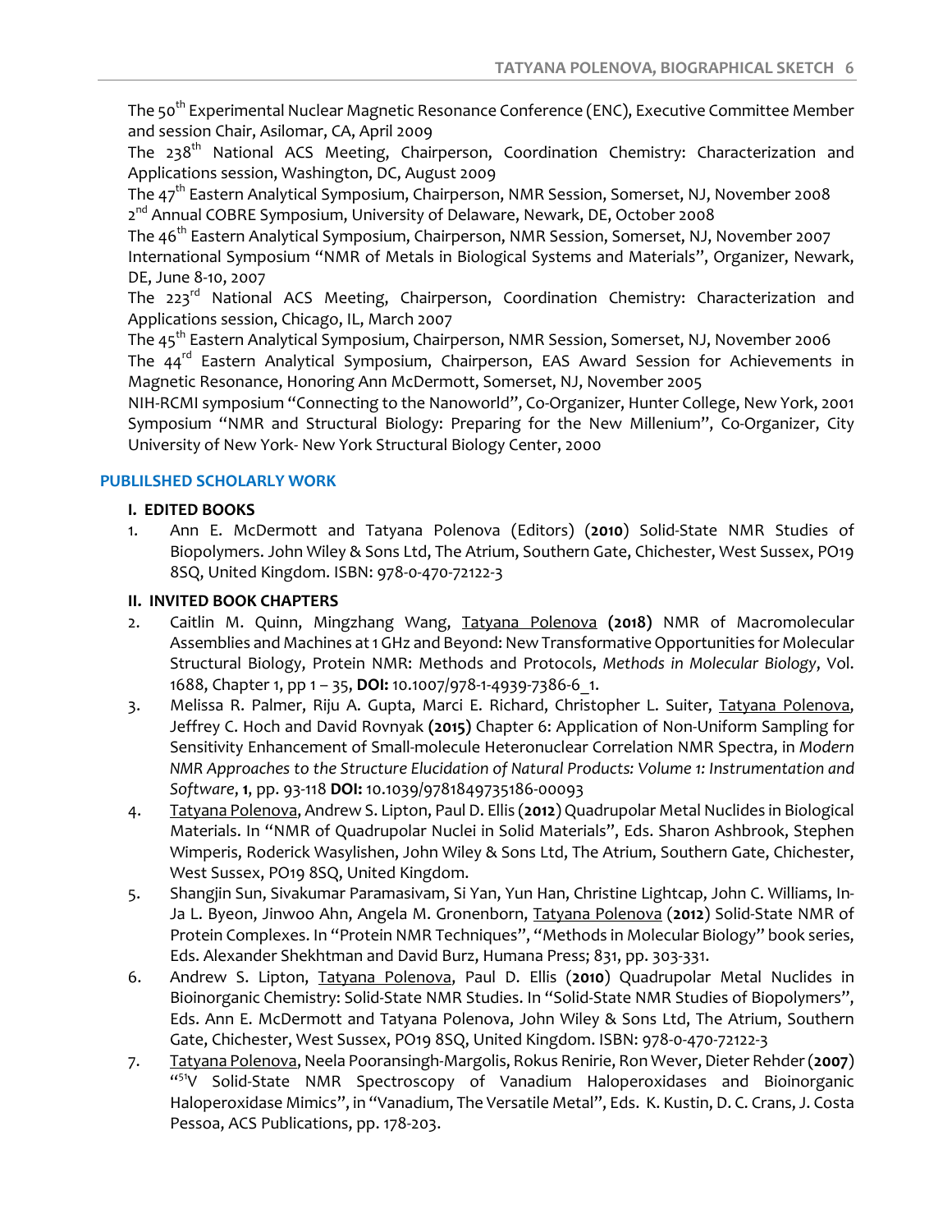The 50th Experimental Nuclear Magnetic Resonance Conference (ENC), Executive Committee Member and session Chair, Asilomar, CA, April 2009

The 238th National ACS Meeting, Chairperson, Coordination Chemistry: Characterization and Applications session, Washington, DC, August 2009

The 47th Eastern Analytical Symposium, Chairperson, NMR Session, Somerset, NJ, November 2008

2nd Annual COBRE Symposium, University of Delaware, Newark, DE, October 2008

The 46th Eastern Analytical Symposium, Chairperson, NMR Session, Somerset, NJ, November 2007

International Symposium "NMR of Metals in Biological Systems and Materials", Organizer, Newark, DE, June 8-10, 2007

The 223rd National ACS Meeting, Chairperson, Coordination Chemistry: Characterization and Applications session, Chicago, IL, March 2007

The 45th Eastern Analytical Symposium, Chairperson, NMR Session, Somerset, NJ, November 2006

The 44rd Eastern Analytical Symposium, Chairperson, EAS Award Session for Achievements in Magnetic Resonance, Honoring Ann McDermott, Somerset, NJ, November 2005

NIH-RCMI symposium "Connecting to the Nanoworld", Co-Organizer, Hunter College, New York, 2001

Symposium "NMR and Structural Biology: Preparing for the New Millenium", Co-Organizer, City University of New York- New York Structural Biology Center, 2000

## PUBLILSHED SCHOLARLY WORK

### I. EDITED BOOKS

1. Ann E. McDermott and Tatyana Polenova (Editors) (**2010**) Solid-State NMR Studies of Biopolymers. John Wiley & Sons Ltd, The Atrium, Southern Gate, Chichester, West Sussex, PO19 8SQ, United Kingdom. ISBN: 978-0-470-72122-3

### II. INVITED BOOK CHAPTERS

2. Caitlin M. Quinn, Mingzhang Wang, Tatyana Polenova **(2018)** NMR of Macromolecular Assemblies and Machines at 1 GHz and Beyond: New Transformative Opportunities for Molecular Structural Biology, Protein NMR: Methods and Protocols, *Methods in Molecular Biology*, Vol. 1688, Chapter 1, pp 1 – 35, **DOI:** 10.1007/978-1-4939-7386-6_1.
3. Melissa R. Palmer, Riju A. Gupta, Marci E. Richard, Christopher L. Suiter, Tatyana Polenova, Jeffrey C. Hoch and David Rovnyak **(2015)** Chapter 6: Application of Non-Uniform Sampling for Sensitivity Enhancement of Small-molecule Heteronuclear Correlation NMR Spectra, in *Modern NMR Approaches to the Structure Elucidation of Natural Products: Volume 1: Instrumentation and Software*, **1**, pp. 93-118 **DOI:** 10.1039/9781849735186-00093
4. Tatyana Polenova, Andrew S. Lipton, Paul D. Ellis (**2012**) Quadrupolar Metal Nuclides in Biological Materials. In "NMR of Quadrupolar Nuclei in Solid Materials", Eds. Sharon Ashbrook, Stephen Wimperis, Roderick Wasylishen, John Wiley & Sons Ltd, The Atrium, Southern Gate, Chichester, West Sussex, PO19 8SQ, United Kingdom.
5. Shangjin Sun, Sivakumar Paramasivam, Si Yan, Yun Han, Christine Lightcap, John C. Williams, In-Ja L. Byeon, Jinwoo Ahn, Angela M. Gronenborn, Tatyana Polenova (**2012**) Solid-State NMR of Protein Complexes. In "Protein NMR Techniques", "Methods in Molecular Biology" book series, Eds. Alexander Shekhtman and David Burz, Humana Press; 831, pp. 303-331.
6. Andrew S. Lipton, Tatyana Polenova, Paul D. Ellis (**2010**) Quadrupolar Metal Nuclides in Bioinorganic Chemistry: Solid-State NMR Studies. In "Solid-State NMR Studies of Biopolymers", Eds. Ann E. McDermott and Tatyana Polenova, John Wiley & Sons Ltd, The Atrium, Southern Gate, Chichester, West Sussex, PO19 8SQ, United Kingdom. ISBN: 978-0-470-72122-3
7. Tatyana Polenova, Neela Pooransingh-Margolis, Rokus Renirie, Ron Wever, Dieter Rehder (**2007**) "$^{51}$V Solid-State NMR Spectroscopy of Vanadium Haloperoxidases and Bioinorganic Haloperoxidase Mimics", in "Vanadium, The Versatile Metal", Eds. K. Kustin, D. C. Crans, J. Costa Pessoa, ACS Publications, pp. 178-203.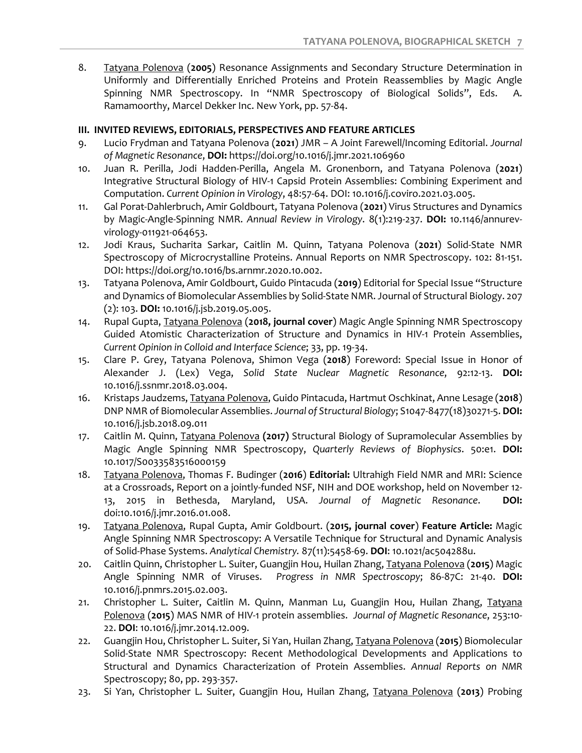8. Tatyana Polenova (**2005**) Resonance Assignments and Secondary Structure Determination in Uniformly and Differentially Enriched Proteins and Protein Reassemblies by Magic Angle Spinning NMR Spectroscopy. In "NMR Spectroscopy of Biological Solids", Eds. A. Ramamoorthy, Marcel Dekker Inc. New York, pp. 57-84.

### III. INVITED REVIEWS, EDITORIALS, PERSPECTIVES AND FEATURE ARTICLES

9. Lucio Frydman and Tatyana Polenova (**2021**) JMR – A Joint Farewell/Incoming Editorial. *Journal of Magnetic Resonance*, **DOI:** https://doi.org/10.1016/j.jmr.2021.106960
10. Juan R. Perilla, Jodi Hadden-Perilla, Angela M. Gronenborn, and Tatyana Polenova (**2021**) Integrative Structural Biology of HIV-1 Capsid Protein Assemblies: Combining Experiment and Computation. *Current Opinion in Virology*, 48:57-64. DOI: 10.1016/j.coviro.2021.03.005.
11. Gal Porat-Dahlerbruch, Amir Goldbourt, Tatyana Polenova (**2021**) Virus Structures and Dynamics by Magic-Angle-Spinning NMR. *Annual Review in Virology*. 8(1):219-237. **DOI:** 10.1146/annurev-virology-011921-064653.
12. Jodi Kraus, Sucharita Sarkar, Caitlin M. Quinn, Tatyana Polenova (**2021**) Solid-State NMR Spectroscopy of Microcrystalline Proteins. Annual Reports on NMR Spectroscopy. 102: 81-151. DOI: https://doi.org/10.1016/bs.arnmr.2020.10.002.
13. Tatyana Polenova, Amir Goldbourt, Guido Pintacuda (**2019**) Editorial for Special Issue "Structure and Dynamics of Biomolecular Assemblies by Solid-State NMR. Journal of Structural Biology. 207 (2): 103. **DOI:** 10.1016/j.jsb.2019.05.005.
14. Rupal Gupta, Tatyana Polenova (**2018, journal cover**) Magic Angle Spinning NMR Spectroscopy Guided Atomistic Characterization of Structure and Dynamics in HIV-1 Protein Assemblies, *Current Opinion in Colloid and Interface Science*; 33, pp. 19-34.
15. Clare P. Grey, Tatyana Polenova, Shimon Vega (**2018**) Foreword: Special Issue in Honor of Alexander J. (Lex) Vega, *Solid State Nuclear Magnetic Resonance*, 92:12-13. **DOI:** 10.1016/j.ssnmr.2018.03.004.
16. Kristaps Jaudzems, Tatyana Polenova, Guido Pintacuda, Hartmut Oschkinat, Anne Lesage (**2018**) DNP NMR of Biomolecular Assemblies. *Journal of Structural Biology*; S1047-8477(18)30271-5. **DOI:** 10.1016/j.jsb.2018.09.011
17. Caitlin M. Quinn, Tatyana Polenova **(2017)** Structural Biology of Supramolecular Assemblies by Magic Angle Spinning NMR Spectroscopy, *Quarterly Reviews of Biophysics*. 50:e1. **DOI:** 10.1017/S0033583516000159
18. Tatyana Polenova, Thomas F. Budinger (**2016**) **Editorial:** Ultrahigh Field NMR and MRI: Science at a Crossroads, Report on a jointly-funded NSF, NIH and DOE workshop, held on November 12-13, 2015 in Bethesda, Maryland, USA. *Journal of Magnetic Resonance*. **DOI:** doi:10.1016/j.jmr.2016.01.008.
19. Tatyana Polenova, Rupal Gupta, Amir Goldbourt. (**2015, journal cover**) **Feature Article:** Magic Angle Spinning NMR Spectroscopy: A Versatile Technique for Structural and Dynamic Analysis of Solid-Phase Systems. *Analytical Chemistry.* 87(11):5458-69. **DOI**: 10.1021/ac504288u.
20. Caitlin Quinn, Christopher L. Suiter, Guangjin Hou, Huilan Zhang, Tatyana Polenova (**2015**) Magic Angle Spinning NMR of Viruses. *Progress in NMR Spectroscopy*; 86-87C: 21-40. **DOI:** 10.1016/j.pnmrs.2015.02.003.
21. Christopher L. Suiter, Caitlin M. Quinn, Manman Lu, Guangjin Hou, Huilan Zhang, Tatyana Polenova (**2015**) MAS NMR of HIV-1 protein assemblies. *Journal of Magnetic Resonance*, 253:10-22. **DOI**: 10.1016/j.jmr.2014.12.009.
22. Guangjin Hou, Christopher L. Suiter, Si Yan, Huilan Zhang, Tatyana Polenova (**2015**) Biomolecular Solid-State NMR Spectroscopy: Recent Methodological Developments and Applications to Structural and Dynamics Characterization of Protein Assemblies. *Annual Reports on NMR* Spectroscopy; 80, pp. 293-357.
23. Si Yan, Christopher L. Suiter, Guangjin Hou, Huilan Zhang, Tatyana Polenova (**2013**) Probing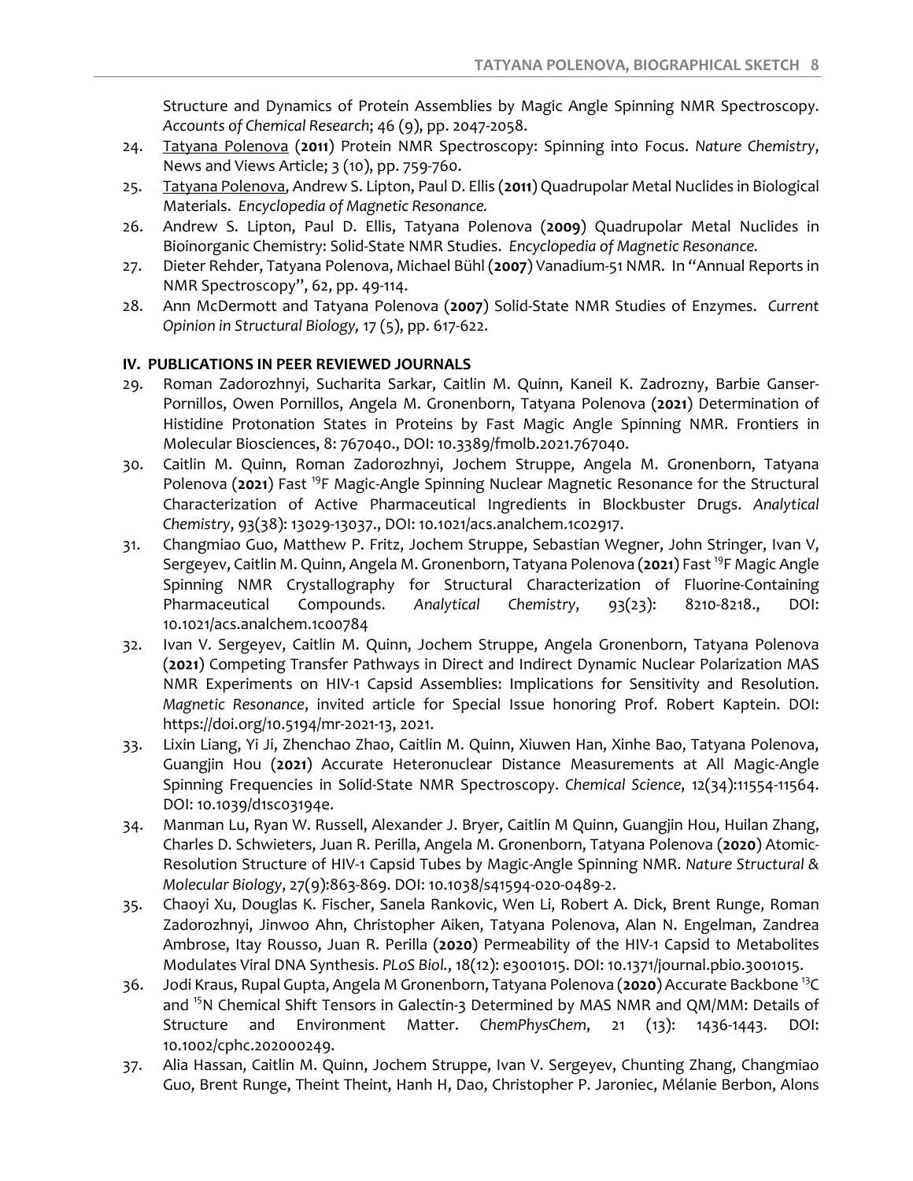Structure and Dynamics of Protein Assemblies by Magic Angle Spinning NMR Spectroscopy. *Accounts of Chemical Research*; 46 (9), pp. 2047-2058.

24. Tatyana Polenova (**2011**) Protein NMR Spectroscopy: Spinning into Focus. *Nature Chemistry*, News and Views Article; 3 (10), pp. 759-760.
25. Tatyana Polenova, Andrew S. Lipton, Paul D. Ellis (**2011**) Quadrupolar Metal Nuclides in Biological Materials. *Encyclopedia of Magnetic Resonance.*
26. Andrew S. Lipton, Paul D. Ellis, Tatyana Polenova (**2009**) Quadrupolar Metal Nuclides in Bioinorganic Chemistry: Solid-State NMR Studies. *Encyclopedia of Magnetic Resonance.*
27. Dieter Rehder, Tatyana Polenova, Michael Bühl (**2007**) Vanadium-51 NMR. In "Annual Reports in NMR Spectroscopy", 62, pp. 49-114.
28. Ann McDermott and Tatyana Polenova (**2007**) Solid-State NMR Studies of Enzymes. *Current Opinion in Structural Biology,* 17 (5), pp. 617-622.

## IV. PUBLICATIONS IN PEER REVIEWED JOURNALS

29. Roman Zadorozhnyi, Sucharita Sarkar, Caitlin M. Quinn, Kaneil K. Zadrozny, Barbie Ganser-Pornillos, Owen Pornillos, Angela M. Gronenborn, Tatyana Polenova (**2021**) Determination of Histidine Protonation States in Proteins by Fast Magic Angle Spinning NMR. Frontiers in Molecular Biosciences, 8: 767040., DOI: 10.3389/fmolb.2021.767040.
30. Caitlin M. Quinn, Roman Zadorozhnyi, Jochem Struppe, Angela M. Gronenborn, Tatyana Polenova (**2021**) Fast $^{19}$F Magic-Angle Spinning Nuclear Magnetic Resonance for the Structural Characterization of Active Pharmaceutical Ingredients in Blockbuster Drugs. *Analytical Chemistry*, 93(38): 13029-13037., DOI: 10.1021/acs.analchem.1c02917.
31. Changmiao Guo, Matthew P. Fritz, Jochem Struppe, Sebastian Wegner, John Stringer, Ivan V, Sergeyev, Caitlin M. Quinn, Angela M. Gronenborn, Tatyana Polenova (**2021**) Fast $^{19}$F Magic Angle Spinning NMR Crystallography for Structural Characterization of Fluorine-Containing Pharmaceutical Compounds. *Analytical Chemistry*, 93(23): 8210-8218., DOI: 10.1021/acs.analchem.1c00784
32. Ivan V. Sergeyev, Caitlin M. Quinn, Jochem Struppe, Angela Gronenborn, Tatyana Polenova (**2021**) Competing Transfer Pathways in Direct and Indirect Dynamic Nuclear Polarization MAS NMR Experiments on HIV-1 Capsid Assemblies: Implications for Sensitivity and Resolution. *Magnetic Resonance*, invited article for Special Issue honoring Prof. Robert Kaptein. DOI: https://doi.org/10.5194/mr-2021-13, 2021.
33. Lixin Liang, Yi Ji, Zhenchao Zhao, Caitlin M. Quinn, Xiuwen Han, Xinhe Bao, Tatyana Polenova, Guangjin Hou (**2021**) Accurate Heteronuclear Distance Measurements at All Magic-Angle Spinning Frequencies in Solid-State NMR Spectroscopy. *Chemical Science*, 12(34):11554-11564. DOI: 10.1039/d1sc03194e.
34. Manman Lu, Ryan W. Russell, Alexander J. Bryer, Caitlin M Quinn, Guangjin Hou, Huilan Zhang, Charles D. Schwieters, Juan R. Perilla, Angela M. Gronenborn, Tatyana Polenova (**2020**) Atomic-Resolution Structure of HIV-1 Capsid Tubes by Magic-Angle Spinning NMR. *Nature Structural & Molecular Biology*, 27(9):863-869. DOI: 10.1038/s41594-020-0489-2.
35. Chaoyi Xu, Douglas K. Fischer, Sanela Rankovic, Wen Li, Robert A. Dick, Brent Runge, Roman Zadorozhnyi, Jinwoo Ahn, Christopher Aiken, Tatyana Polenova, Alan N. Engelman, Zandrea Ambrose, Itay Rousso, Juan R. Perilla (**2020**) Permeability of the HIV-1 Capsid to Metabolites Modulates Viral DNA Synthesis. *PLoS Biol.*, 18(12): e3001015. DOI: 10.1371/journal.pbio.3001015.
36. Jodi Kraus, Rupal Gupta, Angela M Gronenborn, Tatyana Polenova (**2020**) Accurate Backbone $^{13}$C and $^{15}$N Chemical Shift Tensors in Galectin-3 Determined by MAS NMR and QM/MM: Details of Structure and Environment Matter. *ChemPhysChem*, 21 (13): 1436-1443. DOI: 10.1002/cphc.202000249.
37. Alia Hassan, Caitlin M. Quinn, Jochem Struppe, Ivan V. Sergeyev, Chunting Zhang, Changmiao Guo, Brent Runge, Theint Theint, Hanh H, Dao, Christopher P. Jaroniec, Mélanie Berbon, Alons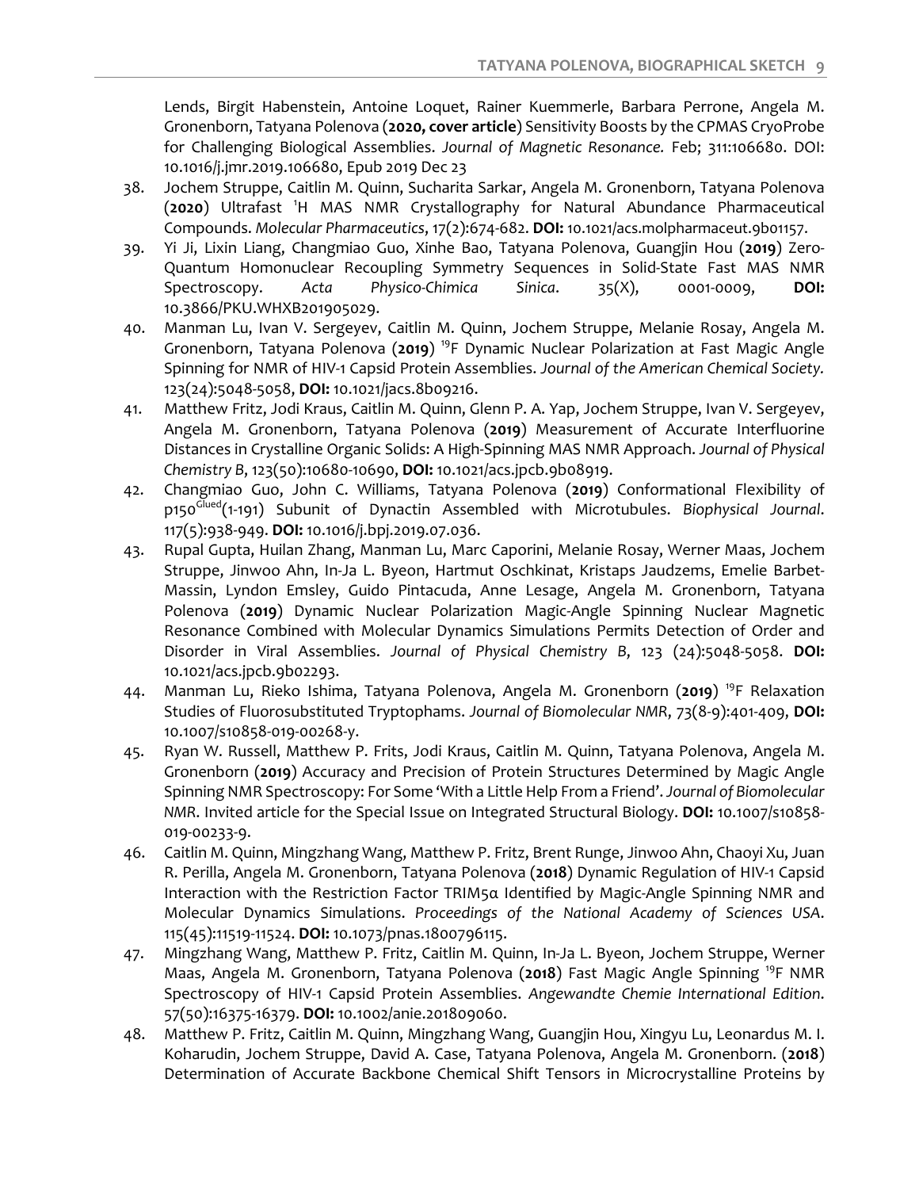Lends, Birgit Habenstein, Antoine Loquet, Rainer Kuemmerle, Barbara Perrone, Angela M. Gronenborn, Tatyana Polenova (**2020, cover article**) Sensitivity Boosts by the CPMAS CryoProbe for Challenging Biological Assemblies. *Journal of Magnetic Resonance.* Feb; 311:106680. DOI: 10.1016/j.jmr.2019.106680, Epub 2019 Dec 23

38. Jochem Struppe, Caitlin M. Quinn, Sucharita Sarkar, Angela M. Gronenborn, Tatyana Polenova (**2020**) Ultrafast $^{1}$H MAS NMR Crystallography for Natural Abundance Pharmaceutical Compounds. *Molecular Pharmaceutics*, 17(2):674-682. **DOI:** 10.1021/acs.molpharmaceut.9b01157.
39. Yi Ji, Lixin Liang, Changmiao Guo, Xinhe Bao, Tatyana Polenova, Guangjin Hou (**2019**) Zero-Quantum Homonuclear Recoupling Symmetry Sequences in Solid-State Fast MAS NMR Spectroscopy. *Acta Physico-Chimica Sinica*. 35(X), 0001-0009, **DOI:** 10.3866/PKU.WHXB201905029.
40. Manman Lu, Ivan V. Sergeyev, Caitlin M. Quinn, Jochem Struppe, Melanie Rosay, Angela M. Gronenborn, Tatyana Polenova (**2019**) $^{19}$F Dynamic Nuclear Polarization at Fast Magic Angle Spinning for NMR of HIV-1 Capsid Protein Assemblies. *Journal of the American Chemical Society.* 123(24):5048-5058, **DOI:** 10.1021/jacs.8b09216.
41. Matthew Fritz, Jodi Kraus, Caitlin M. Quinn, Glenn P. A. Yap, Jochem Struppe, Ivan V. Sergeyev, Angela M. Gronenborn, Tatyana Polenova (**2019**) Measurement of Accurate Interfluorine Distances in Crystalline Organic Solids: A High-Spinning MAS NMR Approach. *Journal of Physical Chemistry B*, 123(50):10680-10690, **DOI:** 10.1021/acs.jpcb.9b08919.
42. Changmiao Guo, John C. Williams, Tatyana Polenova (**2019**) Conformational Flexibility of p150$^{Glued}$(1-191) Subunit of Dynactin Assembled with Microtubules. *Biophysical Journal*. 117(5):938-949. **DOI:** 10.1016/j.bpj.2019.07.036.
43. Rupal Gupta, Huilan Zhang, Manman Lu, Marc Caporini, Melanie Rosay, Werner Maas, Jochem Struppe, Jinwoo Ahn, In-Ja L. Byeon, Hartmut Oschkinat, Kristaps Jaudzems, Emelie Barbet-Massin, Lyndon Emsley, Guido Pintacuda, Anne Lesage, Angela M. Gronenborn, Tatyana Polenova (**2019**) Dynamic Nuclear Polarization Magic-Angle Spinning Nuclear Magnetic Resonance Combined with Molecular Dynamics Simulations Permits Detection of Order and Disorder in Viral Assemblies. *Journal of Physical Chemistry B*, 123 (24):5048-5058. **DOI:** 10.1021/acs.jpcb.9b02293.
44. Manman Lu, Rieko Ishima, Tatyana Polenova, Angela M. Gronenborn (**2019**) $^{19}$F Relaxation Studies of Fluorosubstituted Tryptophams. *Journal of Biomolecular NMR*, 73(8-9):401-409, **DOI:** 10.1007/s10858-019-00268-y.
45. Ryan W. Russell, Matthew P. Frits, Jodi Kraus, Caitlin M. Quinn, Tatyana Polenova, Angela M. Gronenborn (**2019**) Accuracy and Precision of Protein Structures Determined by Magic Angle Spinning NMR Spectroscopy: For Some 'With a Little Help From a Friend'. *Journal of Biomolecular NMR*. Invited article for the Special Issue on Integrated Structural Biology. **DOI:** 10.1007/s10858-019-00233-9.
46. Caitlin M. Quinn, Mingzhang Wang, Matthew P. Fritz, Brent Runge, Jinwoo Ahn, Chaoyi Xu, Juan R. Perilla, Angela M. Gronenborn, Tatyana Polenova (**2018**) Dynamic Regulation of HIV-1 Capsid Interaction with the Restriction Factor TRIM5α Identified by Magic-Angle Spinning NMR and Molecular Dynamics Simulations. *Proceedings of the National Academy of Sciences USA*. 115(45):11519-11524. **DOI:** 10.1073/pnas.1800796115.
47. Mingzhang Wang, Matthew P. Fritz, Caitlin M. Quinn, In-Ja L. Byeon, Jochem Struppe, Werner Maas, Angela M. Gronenborn, Tatyana Polenova (**2018**) Fast Magic Angle Spinning $^{19}$F NMR Spectroscopy of HIV-1 Capsid Protein Assemblies. *Angewandte Chemie International Edition*. 57(50):16375-16379. **DOI:** 10.1002/anie.201809060.
48. Matthew P. Fritz, Caitlin M. Quinn, Mingzhang Wang, Guangjin Hou, Xingyu Lu, Leonardus M. I. Koharudin, Jochem Struppe, David A. Case, Tatyana Polenova, Angela M. Gronenborn. (**2018**) Determination of Accurate Backbone Chemical Shift Tensors in Microcrystalline Proteins by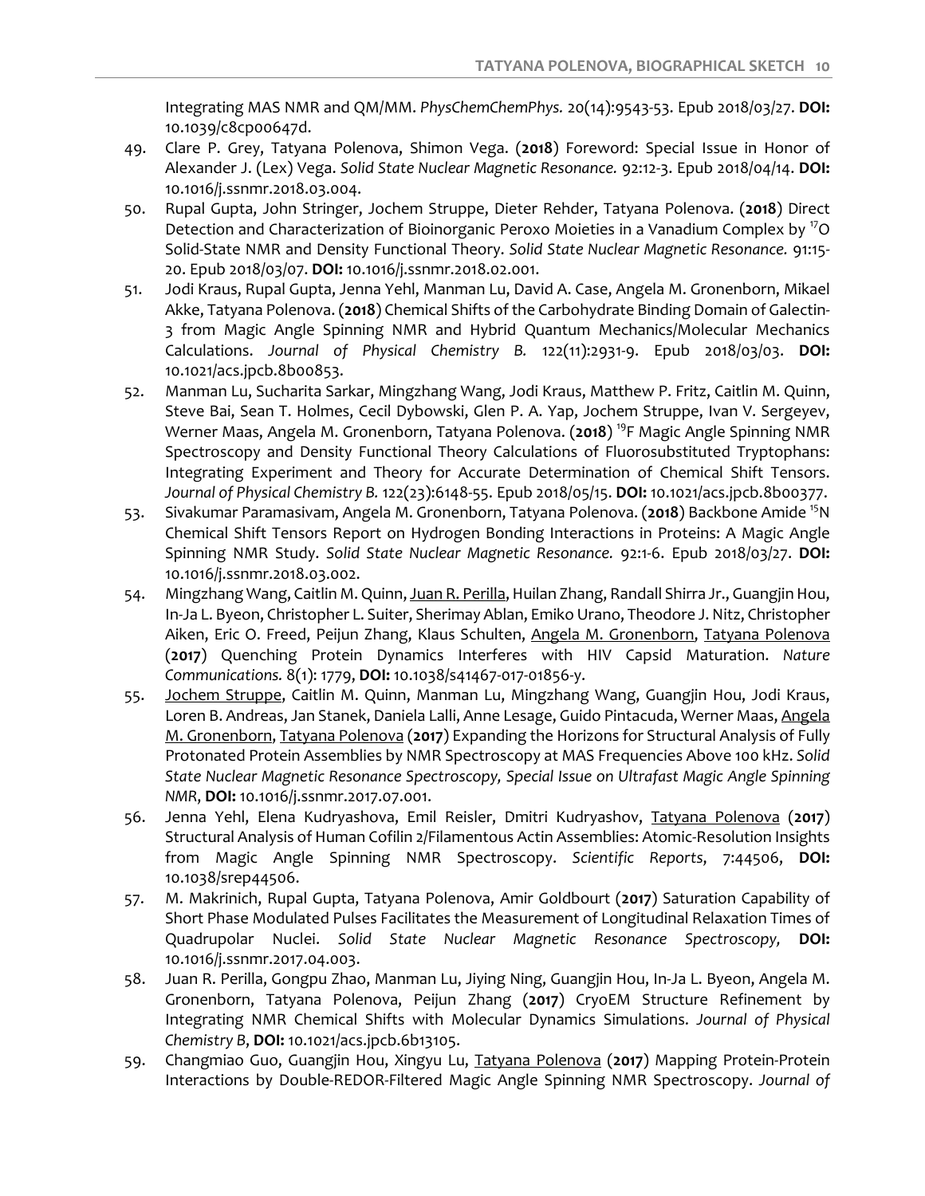Integrating MAS NMR and QM/MM. *PhysChemChemPhys.* 20(14):9543-53. Epub 2018/03/27. **DOI:** 10.1039/c8cp00647d.

49. Clare P. Grey, Tatyana Polenova, Shimon Vega. (**2018**) Foreword: Special Issue in Honor of Alexander J. (Lex) Vega. *Solid State Nuclear Magnetic Resonance.* 92:12-3. Epub 2018/04/14. **DOI:** 10.1016/j.ssnmr.2018.03.004.
50. Rupal Gupta, John Stringer, Jochem Struppe, Dieter Rehder, Tatyana Polenova. (**2018**) Direct Detection and Characterization of Bioinorganic Peroxo Moieties in a Vanadium Complex by $^{17}O$ Solid-State NMR and Density Functional Theory. *Solid State Nuclear Magnetic Resonance.* 91:15-20. Epub 2018/03/07. **DOI:** 10.1016/j.ssnmr.2018.02.001.
51. Jodi Kraus, Rupal Gupta, Jenna Yehl, Manman Lu, David A. Case, Angela M. Gronenborn, Mikael Akke, Tatyana Polenova. (**2018**) Chemical Shifts of the Carbohydrate Binding Domain of Galectin-3 from Magic Angle Spinning NMR and Hybrid Quantum Mechanics/Molecular Mechanics Calculations. *Journal of Physical Chemistry B.* 122(11):2931-9. Epub 2018/03/03. **DOI:** 10.1021/acs.jpcb.8b00853.
52. Manman Lu, Sucharita Sarkar, Mingzhang Wang, Jodi Kraus, Matthew P. Fritz, Caitlin M. Quinn, Steve Bai, Sean T. Holmes, Cecil Dybowski, Glen P. A. Yap, Jochem Struppe, Ivan V. Sergeyev, Werner Maas, Angela M. Gronenborn, Tatyana Polenova. (**2018**) $^{19}F$ Magic Angle Spinning NMR Spectroscopy and Density Functional Theory Calculations of Fluorosubstituted Tryptophans: Integrating Experiment and Theory for Accurate Determination of Chemical Shift Tensors. *Journal of Physical Chemistry B.* 122(23):6148-55. Epub 2018/05/15. **DOI:** 10.1021/acs.jpcb.8b00377.
53. Sivakumar Paramasivam, Angela M. Gronenborn, Tatyana Polenova. (**2018**) Backbone Amide $^{15}N$ Chemical Shift Tensors Report on Hydrogen Bonding Interactions in Proteins: A Magic Angle Spinning NMR Study. *Solid State Nuclear Magnetic Resonance.* 92:1-6. Epub 2018/03/27. **DOI:** 10.1016/j.ssnmr.2018.03.002.
54. Mingzhang Wang, Caitlin M. Quinn, Juan R. Perilla, Huilan Zhang, Randall Shirra Jr., Guangjin Hou, In-Ja L. Byeon, Christopher L. Suiter, Sherimay Ablan, Emiko Urano, Theodore J. Nitz, Christopher Aiken, Eric O. Freed, Peijun Zhang, Klaus Schulten, Angela M. Gronenborn, Tatyana Polenova (**2017**) Quenching Protein Dynamics Interferes with HIV Capsid Maturation. *Nature Communications.* 8(1): 1779, **DOI:** 10.1038/s41467-017-01856-y.
55. Jochem Struppe, Caitlin M. Quinn, Manman Lu, Mingzhang Wang, Guangjin Hou, Jodi Kraus, Loren B. Andreas, Jan Stanek, Daniela Lalli, Anne Lesage, Guido Pintacuda, Werner Maas, Angela M. Gronenborn, Tatyana Polenova (**2017**) Expanding the Horizons for Structural Analysis of Fully Protonated Protein Assemblies by NMR Spectroscopy at MAS Frequencies Above 100 kHz. *Solid State Nuclear Magnetic Resonance Spectroscopy, Special Issue on Ultrafast Magic Angle Spinning NMR*, **DOI:** 10.1016/j.ssnmr.2017.07.001.
56. Jenna Yehl, Elena Kudryashova, Emil Reisler, Dmitri Kudryashov, Tatyana Polenova (**2017**) Structural Analysis of Human Cofilin 2/Filamentous Actin Assemblies: Atomic-Resolution Insights from Magic Angle Spinning NMR Spectroscopy. *Scientific Reports*, 7:44506, **DOI:** 10.1038/srep44506.
57. M. Makrinich, Rupal Gupta, Tatyana Polenova, Amir Goldbourt (**2017**) Saturation Capability of Short Phase Modulated Pulses Facilitates the Measurement of Longitudinal Relaxation Times of Quadrupolar Nuclei. *Solid State Nuclear Magnetic Resonance Spectroscopy,* **DOI:** 10.1016/j.ssnmr.2017.04.003.
58. Juan R. Perilla, Gongpu Zhao, Manman Lu, Jiying Ning, Guangjin Hou, In-Ja L. Byeon, Angela M. Gronenborn, Tatyana Polenova, Peijun Zhang (**2017**) CryoEM Structure Refinement by Integrating NMR Chemical Shifts with Molecular Dynamics Simulations. *Journal of Physical Chemistry B*, **DOI:** 10.1021/acs.jpcb.6b13105.
59. Changmiao Guo, Guangjin Hou, Xingyu Lu, Tatyana Polenova (**2017**) Mapping Protein-Protein Interactions by Double-REDOR-Filtered Magic Angle Spinning NMR Spectroscopy. *Journal of*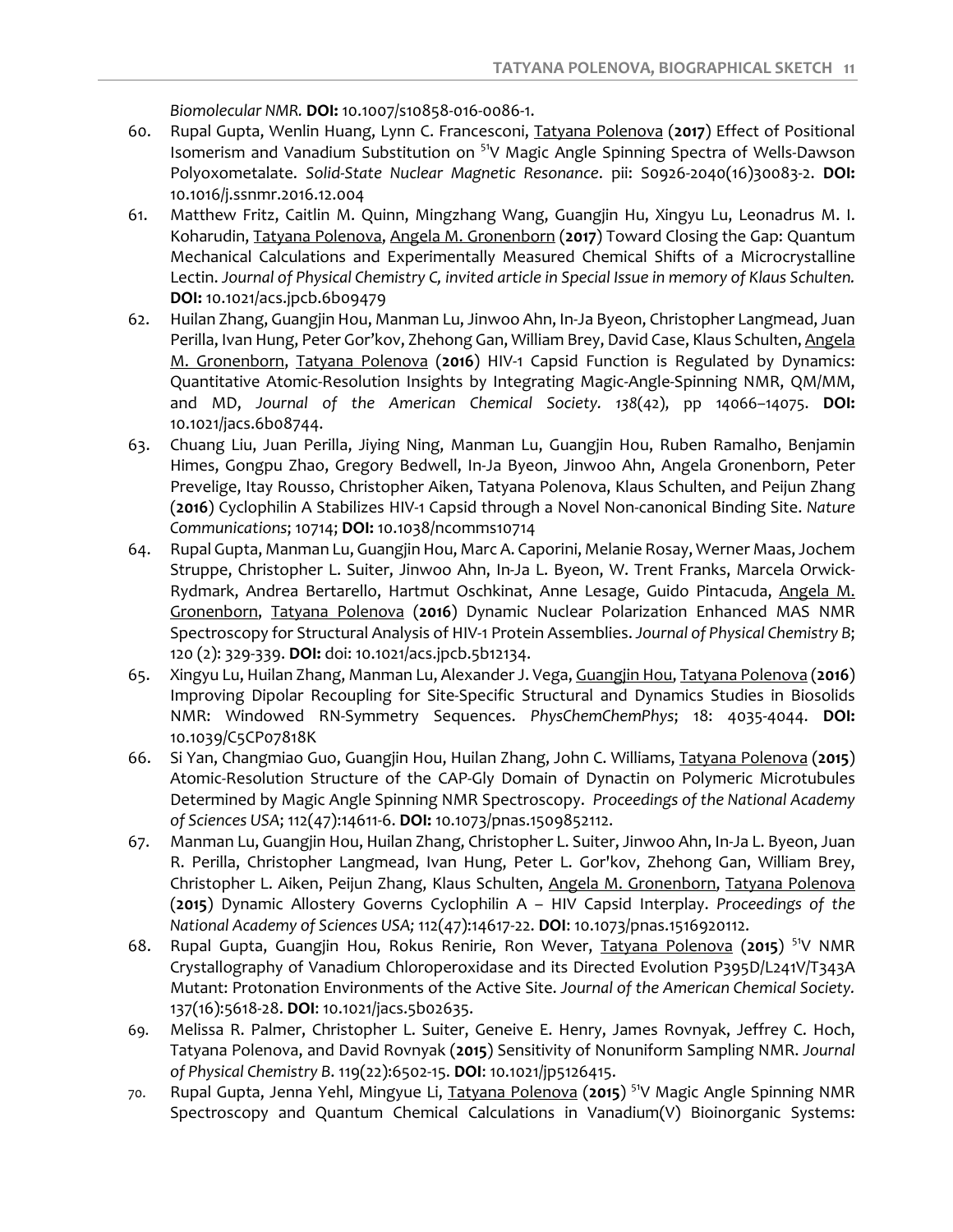*Biomolecular NMR.* **DOI:** 10.1007/s10858-016-0086-1.

60. Rupal Gupta, Wenlin Huang, Lynn C. Francesconi, Tatyana Polenova (**2017**) Effect of Positional Isomerism and Vanadium Substitution on $^{51}$V Magic Angle Spinning Spectra of Wells-Dawson Polyoxometalate. *Solid-State Nuclear Magnetic Resonance*. pii: S0926-2040(16)30083-2. **DOI:** 10.1016/j.ssnmr.2016.12.004
61. Matthew Fritz, Caitlin M. Quinn, Mingzhang Wang, Guangjin Hu, Xingyu Lu, Leonadrus M. I. Koharudin, Tatyana Polenova, Angela M. Gronenborn (**2017**) Toward Closing the Gap: Quantum Mechanical Calculations and Experimentally Measured Chemical Shifts of a Microcrystalline Lectin. *Journal of Physical Chemistry C, invited article in Special Issue in memory of Klaus Schulten.* **DOI:** 10.1021/acs.jpcb.6b09479
62. Huilan Zhang, Guangjin Hou, Manman Lu, Jinwoo Ahn, In-Ja Byeon, Christopher Langmead, Juan Perilla, Ivan Hung, Peter Gor'kov, Zhehong Gan, William Brey, David Case, Klaus Schulten, Angela M. Gronenborn, Tatyana Polenova (**2016**) HIV-1 Capsid Function is Regulated by Dynamics: Quantitative Atomic-Resolution Insights by Integrating Magic-Angle-Spinning NMR, QM/MM, and MD, *Journal of the American Chemical Society. 138*(42), pp 14066–14075. **DOI:** 10.1021/jacs.6b08744.
63. Chuang Liu, Juan Perilla, Jiying Ning, Manman Lu, Guangjin Hou, Ruben Ramalho, Benjamin Himes, Gongpu Zhao, Gregory Bedwell, In-Ja Byeon, Jinwoo Ahn, Angela Gronenborn, Peter Prevelige, Itay Rousso, Christopher Aiken, Tatyana Polenova, Klaus Schulten, and Peijun Zhang (**2016**) Cyclophilin A Stabilizes HIV-1 Capsid through a Novel Non-canonical Binding Site. *Nature Communications*; 10714; **DOI:** 10.1038/ncomms10714
64. Rupal Gupta, Manman Lu, Guangjin Hou, Marc A. Caporini, Melanie Rosay, Werner Maas, Jochem Struppe, Christopher L. Suiter, Jinwoo Ahn, In-Ja L. Byeon, W. Trent Franks, Marcela Orwick-Rydmark, Andrea Bertarello, Hartmut Oschkinat, Anne Lesage, Guido Pintacuda, Angela M. Gronenborn, Tatyana Polenova (**2016**) Dynamic Nuclear Polarization Enhanced MAS NMR Spectroscopy for Structural Analysis of HIV-1 Protein Assemblies. *Journal of Physical Chemistry B*; 120 (2): 329-339. **DOI:** doi: 10.1021/acs.jpcb.5b12134.
65. Xingyu Lu, Huilan Zhang, Manman Lu, Alexander J. Vega, Guangjin Hou, Tatyana Polenova (**2016**) Improving Dipolar Recoupling for Site-Specific Structural and Dynamics Studies in Biosolids NMR: Windowed RN-Symmetry Sequences. *PhysChemChemPhys*; 18: 4035-4044. **DOI:** 10.1039/C5CP07818K
66. Si Yan, Changmiao Guo, Guangjin Hou, Huilan Zhang, John C. Williams, Tatyana Polenova (**2015**) Atomic-Resolution Structure of the CAP-Gly Domain of Dynactin on Polymeric Microtubules Determined by Magic Angle Spinning NMR Spectroscopy. *Proceedings of the National Academy of Sciences USA*; 112(47):14611-6. **DOI:** 10.1073/pnas.1509852112.
67. Manman Lu, Guangjin Hou, Huilan Zhang, Christopher L. Suiter, Jinwoo Ahn, In-Ja L. Byeon, Juan R. Perilla, Christopher Langmead, Ivan Hung, Peter L. Gor'kov, Zhehong Gan, William Brey, Christopher L. Aiken, Peijun Zhang, Klaus Schulten, Angela M. Gronenborn, Tatyana Polenova (**2015**) Dynamic Allostery Governs Cyclophilin A – HIV Capsid Interplay. *Proceedings of the National Academy of Sciences USA;* 112(47):14617-22. **DOI**: 10.1073/pnas.1516920112.
68. Rupal Gupta, Guangjin Hou, Rokus Renirie, Ron Wever, Tatyana Polenova (**2015**) $^{51}$V NMR Crystallography of Vanadium Chloroperoxidase and its Directed Evolution P395D/L241V/T343A Mutant: Protonation Environments of the Active Site. *Journal of the American Chemical Society.* 137(16):5618-28. **DOI**: 10.1021/jacs.5b02635.
69. Melissa R. Palmer, Christopher L. Suiter, Geneive E. Henry, James Rovnyak, Jeffrey C. Hoch, Tatyana Polenova, and David Rovnyak (**2015**) Sensitivity of Nonuniform Sampling NMR. *Journal of Physical Chemistry B*. 119(22):6502-15. **DOI**: 10.1021/jp5126415.
70. Rupal Gupta, Jenna Yehl, Mingyue Li, Tatyana Polenova (**2015**) $^{51}$V Magic Angle Spinning NMR Spectroscopy and Quantum Chemical Calculations in Vanadium(V) Bioinorganic Systems: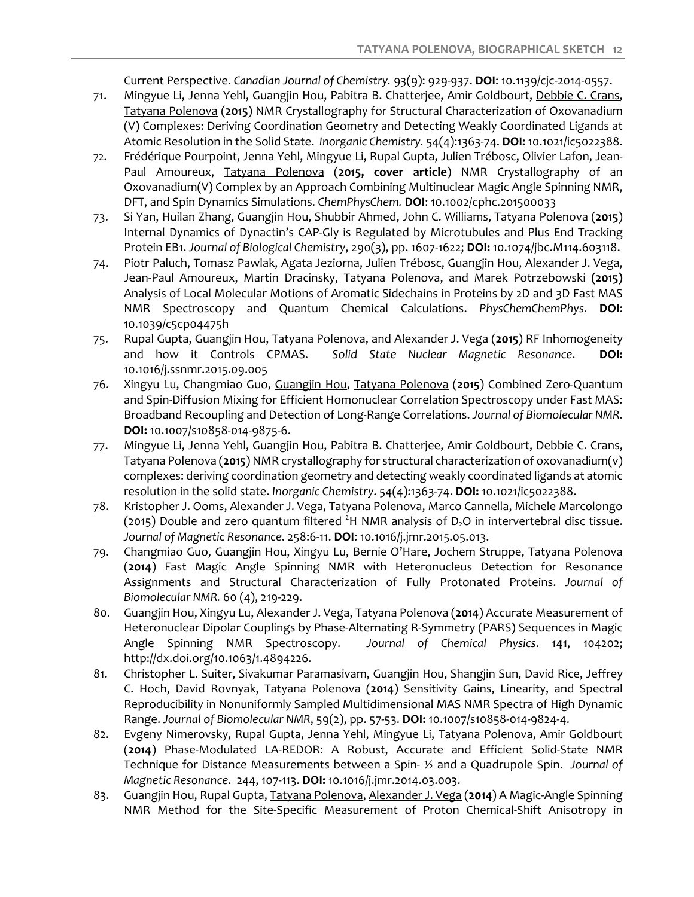Current Perspective. *Canadian Journal of Chemistry.* 93(9): 929-937. **DOI**: 10.1139/cjc-2014-0557.

71. Mingyue Li, Jenna Yehl, Guangjin Hou, Pabitra B. Chatterjee, Amir Goldbourt, Debbie C. Crans, Tatyana Polenova (**2015**) NMR Crystallography for Structural Characterization of Oxovanadium (V) Complexes: Deriving Coordination Geometry and Detecting Weakly Coordinated Ligands at Atomic Resolution in the Solid State. *Inorganic Chemistry.* 54(4):1363-74. **DOI:** 10.1021/ic5022388.
72. Frédérique Pourpoint, Jenna Yehl, Mingyue Li, Rupal Gupta, Julien Trébosc, Olivier Lafon, Jean-Paul Amoureux, Tatyana Polenova (**2015, cover article**) NMR Crystallography of an Oxovanadium(V) Complex by an Approach Combining Multinuclear Magic Angle Spinning NMR, DFT, and Spin Dynamics Simulations. *ChemPhysChem.* **DOI**: 10.1002/cphc.201500033
73. Si Yan, Huilan Zhang, Guangjin Hou, Shubbir Ahmed, John C. Williams, Tatyana Polenova (**2015**) Internal Dynamics of Dynactin's CAP-Gly is Regulated by Microtubules and Plus End Tracking Protein EB1. *Journal of Biological Chemistry*, 290(3), pp. 1607-1622; **DOI:** 10.1074/jbc.M114.603118.
74. Piotr Paluch, Tomasz Pawlak, Agata Jeziorna, Julien Trébosc, Guangjin Hou, Alexander J. Vega, Jean-Paul Amoureux, Martin Dracinsky, Tatyana Polenova, and Marek Potrzebowski **(2015)** Analysis of Local Molecular Motions of Aromatic Sidechains in Proteins by 2D and 3D Fast MAS NMR Spectroscopy and Quantum Chemical Calculations. *PhysChemChemPhys*. **DOI**: 10.1039/c5cp04475h
75. Rupal Gupta, Guangjin Hou, Tatyana Polenova, and Alexander J. Vega (**2015**) RF Inhomogeneity and how it Controls CPMAS. *Solid State Nuclear Magnetic Resonance*. **DOI:** 10.1016/j.ssnmr.2015.09.005
76. Xingyu Lu, Changmiao Guo, Guangjin Hou, Tatyana Polenova (**2015**) Combined Zero-Quantum and Spin-Diffusion Mixing for Efficient Homonuclear Correlation Spectroscopy under Fast MAS: Broadband Recoupling and Detection of Long-Range Correlations. *Journal of Biomolecular NMR.* **DOI:** 10.1007/s10858-014-9875-6.
77. Mingyue Li, Jenna Yehl, Guangjin Hou, Pabitra B. Chatterjee, Amir Goldbourt, Debbie C. Crans, Tatyana Polenova (**2015**) NMR crystallography for structural characterization of oxovanadium(v) complexes: deriving coordination geometry and detecting weakly coordinated ligands at atomic resolution in the solid state. *Inorganic Chemistry*. 54(4):1363-74. **DOI:** 10.1021/ic5022388.
78. Kristopher J. Ooms, Alexander J. Vega, Tatyana Polenova, Marco Cannella, Michele Marcolongo (2015) Double and zero quantum filtered $^2$H NMR analysis of $D_2O$ in intervertebral disc tissue. *Journal of Magnetic Resonance*. 258:6-11. **DOI**: 10.1016/j.jmr.2015.05.013.
79. Changmiao Guo, Guangjin Hou, Xingyu Lu, Bernie O'Hare, Jochem Struppe, Tatyana Polenova (**2014**) Fast Magic Angle Spinning NMR with Heteronucleus Detection for Resonance Assignments and Structural Characterization of Fully Protonated Proteins. *Journal of Biomolecular NMR.* 60 (4), 219-229.
80. Guangjin Hou, Xingyu Lu, Alexander J. Vega, Tatyana Polenova (**2014**) Accurate Measurement of Heteronuclear Dipolar Couplings by Phase-Alternating R-Symmetry (PARS) Sequences in Magic Angle Spinning NMR Spectroscopy. *Journal of Chemical Physics*. **141**, 104202; http://dx.doi.org/10.1063/1.4894226.
81. Christopher L. Suiter, Sivakumar Paramasivam, Guangjin Hou, Shangjin Sun, David Rice, Jeffrey C. Hoch, David Rovnyak, Tatyana Polenova (**2014**) Sensitivity Gains, Linearity, and Spectral Reproducibility in Nonuniformly Sampled Multidimensional MAS NMR Spectra of High Dynamic Range. *Journal of Biomolecular NMR*, 59(2), pp. 57-53. **DOI:** 10.1007/s10858-014-9824-4.
82. Evgeny Nimerovsky, Rupal Gupta, Jenna Yehl, Mingyue Li, Tatyana Polenova, Amir Goldbourt (**2014**) Phase-Modulated LA-REDOR: A Robust, Accurate and Efficient Solid-State NMR Technique for Distance Measurements between a Spin- ½ and a Quadrupole Spin. *Journal of Magnetic Resonance*. 244, 107-113. **DOI:** 10.1016/j.jmr.2014.03.003.
83. Guangjin Hou, Rupal Gupta, Tatyana Polenova, Alexander J. Vega (**2014**) A Magic-Angle Spinning NMR Method for the Site-Specific Measurement of Proton Chemical-Shift Anisotropy in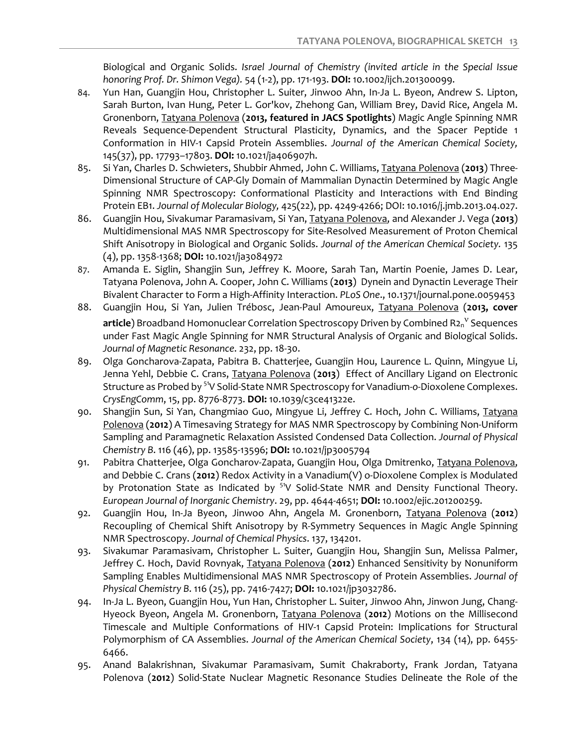Biological and Organic Solids. *Israel Journal of Chemistry (invited article in the Special Issue honoring Prof. Dr. Shimon Vega).* 54 (1-2), pp. 171-193. **DOI:** 10.1002/ijch.201300099.

84. Yun Han, Guangjin Hou, Christopher L. Suiter, Jinwoo Ahn, In-Ja L. Byeon, Andrew S. Lipton, Sarah Burton, Ivan Hung, Peter L. Gor'kov, Zhehong Gan, William Brey, David Rice, Angela M. Gronenborn, Tatyana Polenova (**2013, featured in JACS Spotlights**) Magic Angle Spinning NMR Reveals Sequence-Dependent Structural Plasticity, Dynamics, and the Spacer Peptide 1 Conformation in HIV-1 Capsid Protein Assemblies. *Journal of the American Chemical Society,* 145(37), pp. 17793–17803. **DOI:** 10.1021/ja406907h.
85. Si Yan, Charles D. Schwieters, Shubbir Ahmed, John C. Williams, Tatyana Polenova (**2013**) Three-Dimensional Structure of CAP-Gly Domain of Mammalian Dynactin Determined by Magic Angle Spinning NMR Spectroscopy: Conformational Plasticity and Interactions with End Binding Protein EB1. *Journal of Molecular Biology,* 425(22), pp. 4249-4266; DOI: 10.1016/j.jmb.2013.04.027.
86. Guangjin Hou, Sivakumar Paramasivam, Si Yan, Tatyana Polenova, and Alexander J. Vega (**2013**) Multidimensional MAS NMR Spectroscopy for Site-Resolved Measurement of Proton Chemical Shift Anisotropy in Biological and Organic Solids. *Journal of the American Chemical Society.* 135 (4), pp. 1358-1368; **DOI:** 10.1021/ja3084972
87. Amanda E. Siglin, Shangjin Sun, Jeffrey K. Moore, Sarah Tan, Martin Poenie, James D. Lear, Tatyana Polenova, John A. Cooper, John C. Williams (**2013**) Dynein and Dynactin Leverage Their Bivalent Character to Form a High-Affinity Interaction. *PLoS One*., 10.1371/journal.pone.0059453
88. Guangjin Hou, Si Yan, Julien Trébosc, Jean-Paul Amoureux, Tatyana Polenova (**2013, cover article**) Broadband Homonuclear Correlation Spectroscopy Driven by Combined $R2_n^{\,v}$ Sequences under Fast Magic Angle Spinning for NMR Structural Analysis of Organic and Biological Solids. *Journal of Magnetic Resonance*. 232, pp. 18-30.
89. Olga Goncharova-Zapata, Pabitra B. Chatterjee, Guangjin Hou, Laurence L. Quinn, Mingyue Li, Jenna Yehl, Debbie C. Crans, Tatyana Polenova (**2013**) Effect of Ancillary Ligand on Electronic Structure as Probed by $^{51}$V Solid-State NMR Spectroscopy for Vanadium-*o*-Dioxolene Complexes. *CrysEngComm*, 15, pp. 8776-8773. **DOI:** 10.1039/c3ce41322e.
90. Shangjin Sun, Si Yan, Changmiao Guo, Mingyue Li, Jeffrey C. Hoch, John C. Williams, Tatyana Polenova (**2012**) A Timesaving Strategy for MAS NMR Spectroscopy by Combining Non-Uniform Sampling and Paramagnetic Relaxation Assisted Condensed Data Collection. *Journal of Physical Chemistry B*. 116 (46), pp. 13585-13596; **DOI:** 10.1021/jp3005794
91. Pabitra Chatterjee, Olga Goncharov-Zapata, Guangjin Hou, Olga Dmitrenko, Tatyana Polenova, and Debbie C. Crans (**2012**) Redox Activity in a Vanadium(V) o-Dioxolene Complex is Modulated by Protonation State as Indicated by $^{51}$V Solid-State NMR and Density Functional Theory. *European Journal of Inorganic Chemistry*. 29, pp. 4644-4651; **DOI:** 10.1002/ejic.201200259.
92. Guangjin Hou, In-Ja Byeon, Jinwoo Ahn, Angela M. Gronenborn, Tatyana Polenova (**2012**) Recoupling of Chemical Shift Anisotropy by R-Symmetry Sequences in Magic Angle Spinning NMR Spectroscopy. *Journal of Chemical Physics*. 137, 134201.
93. Sivakumar Paramasivam, Christopher L. Suiter, Guangjin Hou, Shangjin Sun, Melissa Palmer, Jeffrey C. Hoch, David Rovnyak, Tatyana Polenova (**2012**) Enhanced Sensitivity by Nonuniform Sampling Enables Multidimensional MAS NMR Spectroscopy of Protein Assemblies. *Journal of Physical Chemistry B*. 116 (25), pp. 7416-7427; **DOI:** 10.1021/jp3032786.
94. In-Ja L. Byeon, Guangjin Hou, Yun Han, Christopher L. Suiter, Jinwoo Ahn, Jinwon Jung, Chang-Hyeock Byeon, Angela M. Gronenborn, Tatyana Polenova (**2012**) Motions on the Millisecond Timescale and Multiple Conformations of HIV-1 Capsid Protein: Implications for Structural Polymorphism of CA Assemblies. *Journal of the American Chemical Society*, 134 (14), pp. 6455-6466.
95. Anand Balakrishnan, Sivakumar Paramasivam, Sumit Chakraborty, Frank Jordan, Tatyana Polenova (**2012**) Solid-State Nuclear Magnetic Resonance Studies Delineate the Role of the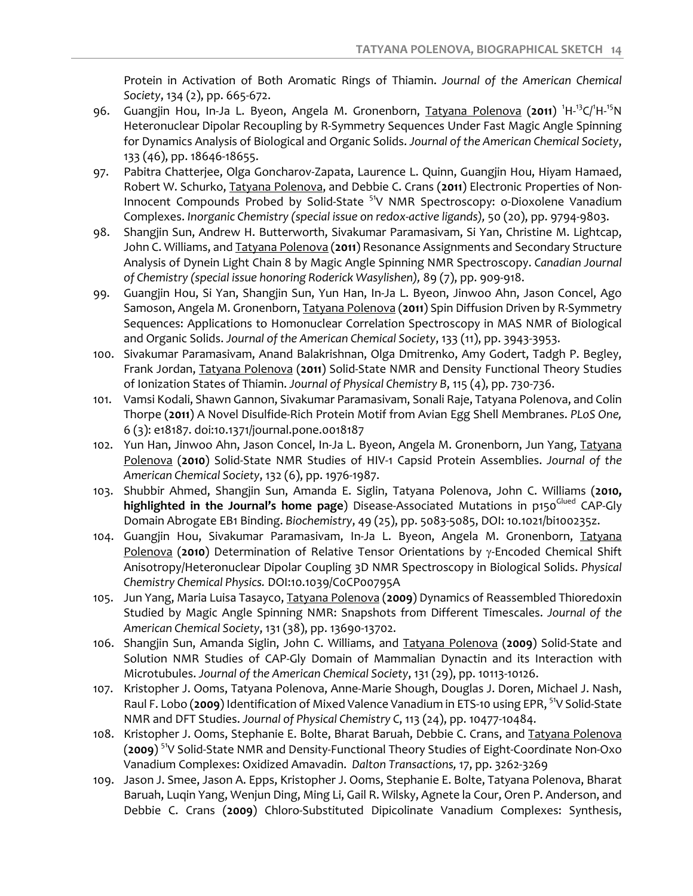Protein in Activation of Both Aromatic Rings of Thiamin. *Journal of the American Chemical Society*, 134 (2), pp. 665-672.

96. Guangjin Hou, In-Ja L. Byeon, Angela M. Gronenborn, Tatyana Polenova (**2011**) $^{1}$H-$^{13}$C/$^{1}$H-$^{15}$N Heteronuclear Dipolar Recoupling by R-Symmetry Sequences Under Fast Magic Angle Spinning for Dynamics Analysis of Biological and Organic Solids. *Journal of the American Chemical Society*, 133 (46), pp. 18646-18655.
97. Pabitra Chatterjee, Olga Goncharov-Zapata, Laurence L. Quinn, Guangjin Hou, Hiyam Hamaed, Robert W. Schurko, Tatyana Polenova, and Debbie C. Crans (**2011**) Electronic Properties of Non-Innocent Compounds Probed by Solid-State $^{51}$V NMR Spectroscopy: o-Dioxolene Vanadium Complexes. *Inorganic Chemistry (special issue on redox-active ligands),* 50 (20), pp. 9794-9803.
98. Shangjin Sun, Andrew H. Butterworth, Sivakumar Paramasivam, Si Yan, Christine M. Lightcap, John C. Williams, and Tatyana Polenova (**2011**) Resonance Assignments and Secondary Structure Analysis of Dynein Light Chain 8 by Magic Angle Spinning NMR Spectroscopy. *Canadian Journal of Chemistry (special issue honoring Roderick Wasylishen),* 89 (7), pp. 909-918.
99. Guangjin Hou, Si Yan, Shangjin Sun, Yun Han, In-Ja L. Byeon, Jinwoo Ahn, Jason Concel, Ago Samoson, Angela M. Gronenborn, Tatyana Polenova (**2011**) Spin Diffusion Driven by R-Symmetry Sequences: Applications to Homonuclear Correlation Spectroscopy in MAS NMR of Biological and Organic Solids. *Journal of the American Chemical Society*, 133 (11), pp. 3943-3953.
100. Sivakumar Paramasivam, Anand Balakrishnan, Olga Dmitrenko, Amy Godert, Tadgh P. Begley, Frank Jordan, Tatyana Polenova (**2011**) Solid-State NMR and Density Functional Theory Studies of Ionization States of Thiamin. *Journal of Physical Chemistry B*, 115 (4), pp. 730-736.
101. Vamsi Kodali, Shawn Gannon, Sivakumar Paramasivam, Sonali Raje, Tatyana Polenova, and Colin Thorpe (**2011**) A Novel Disulfide-Rich Protein Motif from Avian Egg Shell Membranes. *PLoS One,* 6 (3): e18187. doi:10.1371/journal.pone.0018187
102. Yun Han, Jinwoo Ahn, Jason Concel, In-Ja L. Byeon, Angela M. Gronenborn, Jun Yang, Tatyana Polenova (**2010**) Solid-State NMR Studies of HIV-1 Capsid Protein Assemblies. *Journal of the American Chemical Society*, 132 (6), pp. 1976-1987.
103. Shubbir Ahmed, Shangjin Sun, Amanda E. Siglin, Tatyana Polenova, John C. Williams (**2010, highlighted in the Journal's home page**) Disease-Associated Mutations in p150$^{Glued}$ CAP-Gly Domain Abrogate EB1 Binding. *Biochemistry*, 49 (25), pp. 5083-5085, DOI: 10.1021/bi100235z.
104. Guangjin Hou, Sivakumar Paramasivam, In-Ja L. Byeon, Angela M. Gronenborn, Tatyana Polenova (**2010**) Determination of Relative Tensor Orientations by $\gamma$-Encoded Chemical Shift Anisotropy/Heteronuclear Dipolar Coupling 3D NMR Spectroscopy in Biological Solids. *Physical Chemistry Chemical Physics.* DOI:10.1039/C0CP00795A
105. Jun Yang, Maria Luisa Tasayco, Tatyana Polenova (**2009**) Dynamics of Reassembled Thioredoxin Studied by Magic Angle Spinning NMR: Snapshots from Different Timescales. *Journal of the American Chemical Society*, 131 (38), pp. 13690-13702.
106. Shangjin Sun, Amanda Siglin, John C. Williams, and Tatyana Polenova (**2009**) Solid-State and Solution NMR Studies of CAP-Gly Domain of Mammalian Dynactin and its Interaction with Microtubules. *Journal of the American Chemical Society*, 131 (29), pp. 10113-10126.
107. Kristopher J. Ooms, Tatyana Polenova, Anne-Marie Shough, Douglas J. Doren, Michael J. Nash, Raul F. Lobo (**2009**) Identification of Mixed Valence Vanadium in ETS-10 using EPR, $^{51}$V Solid-State NMR and DFT Studies. *Journal of Physical Chemistry C*, 113 (24), pp. 10477-10484.
108. Kristopher J. Ooms, Stephanie E. Bolte, Bharat Baruah, Debbie C. Crans, and Tatyana Polenova (**2009**) $^{51}$V Solid-State NMR and Density-Functional Theory Studies of Eight-Coordinate Non-Oxo Vanadium Complexes: Oxidized Amavadin. *Dalton Transactions,* 17, pp. 3262-3269
109. Jason J. Smee, Jason A. Epps, Kristopher J. Ooms, Stephanie E. Bolte, Tatyana Polenova, Bharat Baruah, Luqin Yang, Wenjun Ding, Ming Li, Gail R. Wilsky, Agnete la Cour, Oren P. Anderson, and Debbie C. Crans (**2009**) Chloro-Substituted Dipicolinate Vanadium Complexes: Synthesis,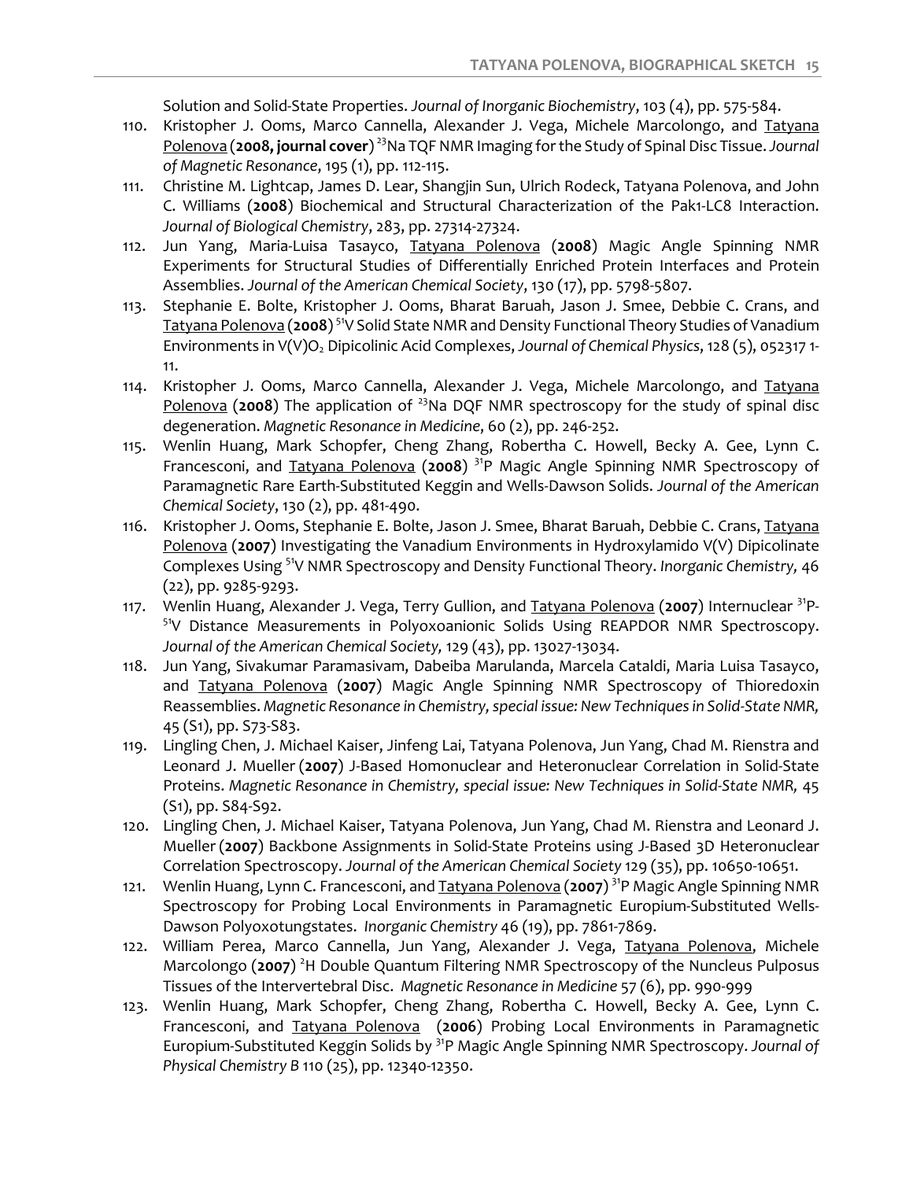Solution and Solid-State Properties. *Journal of Inorganic Biochemistry*, 103 (4), pp. 575-584.

110. Kristopher J. Ooms, Marco Cannella, Alexander J. Vega, Michele Marcolongo, and Tatyana Polenova (**2008, journal cover**) $^{23}$Na TQF NMR Imaging for the Study of Spinal Disc Tissue. *Journal of Magnetic Resonance*, 195 (1), pp. 112-115.
111. Christine M. Lightcap, James D. Lear, Shangjin Sun, Ulrich Rodeck, Tatyana Polenova, and John C. Williams (**2008**) Biochemical and Structural Characterization of the Pak1-LC8 Interaction. *Journal of Biological Chemistry*, 283, pp. 27314-27324.
112. Jun Yang, Maria-Luisa Tasayco, Tatyana Polenova (**2008**) Magic Angle Spinning NMR Experiments for Structural Studies of Differentially Enriched Protein Interfaces and Protein Assemblies. *Journal of the American Chemical Society*, 130 (17), pp. 5798-5807.
113. Stephanie E. Bolte, Kristopher J. Ooms, Bharat Baruah, Jason J. Smee, Debbie C. Crans, and Tatyana Polenova (**2008**) $^{51}$V Solid State NMR and Density Functional Theory Studies of Vanadium Environments in V(V)$O_2$ Dipicolinic Acid Complexes, *Journal of Chemical Physics*, 128 (5), 052317 1-11.
114. Kristopher J. Ooms, Marco Cannella, Alexander J. Vega, Michele Marcolongo, and Tatyana Polenova (**2008**) The application of $^{23}$Na DQF NMR spectroscopy for the study of spinal disc degeneration. *Magnetic Resonance in Medicine*, 60 (2), pp. 246-252.
115. Wenlin Huang, Mark Schopfer, Cheng Zhang, Robertha C. Howell, Becky A. Gee, Lynn C. Francesconi, and Tatyana Polenova (**2008**) $^{31}$P Magic Angle Spinning NMR Spectroscopy of Paramagnetic Rare Earth-Substituted Keggin and Wells-Dawson Solids. *Journal of the American Chemical Society*, 130 (2), pp. 481-490.
116. Kristopher J. Ooms, Stephanie E. Bolte, Jason J. Smee, Bharat Baruah, Debbie C. Crans, Tatyana Polenova (**2007**) Investigating the Vanadium Environments in Hydroxylamido V(V) Dipicolinate Complexes Using $^{51}$V NMR Spectroscopy and Density Functional Theory. *Inorganic Chemistry,* 46 (22), pp. 9285-9293.
117. Wenlin Huang, Alexander J. Vega, Terry Gullion, and Tatyana Polenova (**2007**) Internuclear $^{31}$P-$^{51}$V Distance Measurements in Polyoxoanionic Solids Using REAPDOR NMR Spectroscopy. *Journal of the American Chemical Society,* 129 (43), pp. 13027-13034.
118. Jun Yang, Sivakumar Paramasivam, Dabeiba Marulanda, Marcela Cataldi, Maria Luisa Tasayco, and Tatyana Polenova (**2007**) Magic Angle Spinning NMR Spectroscopy of Thioredoxin Reassemblies. *Magnetic Resonance in Chemistry, special issue: New Techniques in Solid-State NMR,* 45 (S1), pp. S73-S83.
119. Lingling Chen, J. Michael Kaiser, Jinfeng Lai, Tatyana Polenova, Jun Yang, Chad M. Rienstra and Leonard J. Mueller (**2007**) J-Based Homonuclear and Heteronuclear Correlation in Solid-State Proteins. *Magnetic Resonance in Chemistry, special issue: New Techniques in Solid-State NMR,* 45 (S1), pp. S84-S92.
120. Lingling Chen, J. Michael Kaiser, Tatyana Polenova, Jun Yang, Chad M. Rienstra and Leonard J. Mueller (**2007**) Backbone Assignments in Solid-State Proteins using J-Based 3D Heteronuclear Correlation Spectroscopy. *Journal of the American Chemical Society* 129 (35), pp. 10650-10651.
121. Wenlin Huang, Lynn C. Francesconi, and Tatyana Polenova (**2007**) $^{31}$P Magic Angle Spinning NMR Spectroscopy for Probing Local Environments in Paramagnetic Europium-Substituted Wells-Dawson Polyoxotungstates. *Inorganic Chemistry* 46 (19), pp. 7861-7869.
122. William Perea, Marco Cannella, Jun Yang, Alexander J. Vega, Tatyana Polenova, Michele Marcolongo (**2007**) $^{2}$H Double Quantum Filtering NMR Spectroscopy of the Nuncleus Pulposus Tissues of the Intervertebral Disc. *Magnetic Resonance in Medicine* 57 (6), pp. 990-999
123. Wenlin Huang, Mark Schopfer, Cheng Zhang, Robertha C. Howell, Becky A. Gee, Lynn C. Francesconi, and Tatyana Polenova (**2006**) Probing Local Environments in Paramagnetic Europium-Substituted Keggin Solids by $^{31}$P Magic Angle Spinning NMR Spectroscopy. *Journal of Physical Chemistry B* 110 (25), pp. 12340-12350.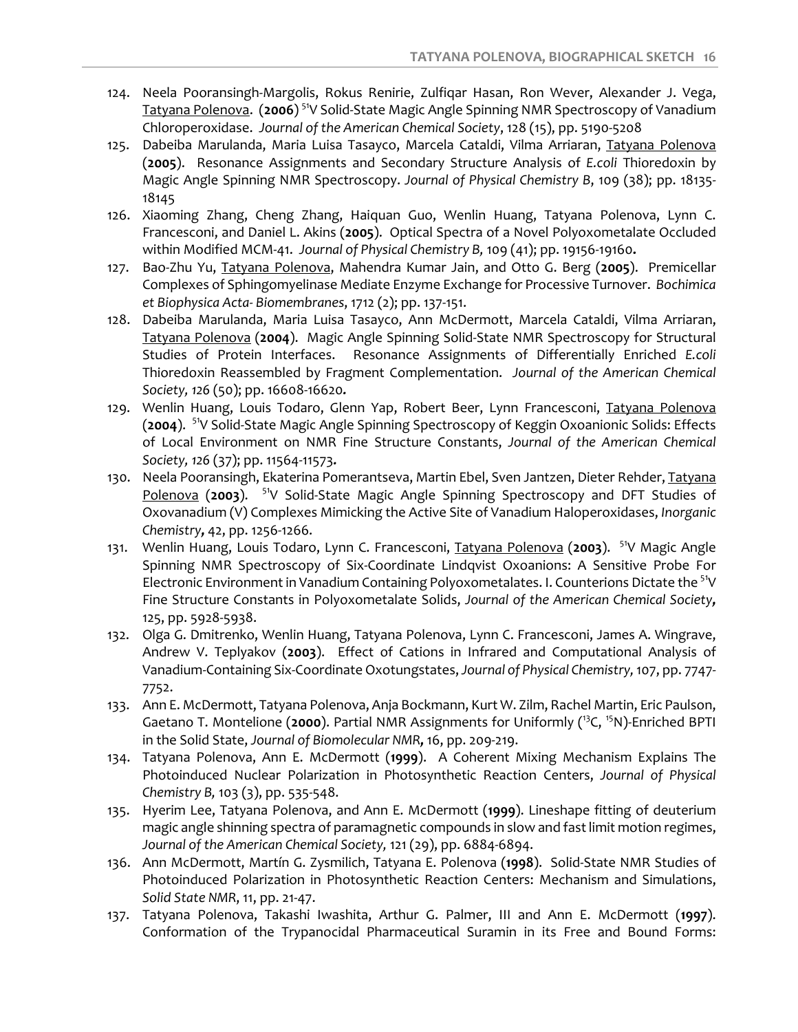124. Neela Pooransingh-Margolis, Rokus Renirie, Zulfiqar Hasan, Ron Wever, Alexander J. Vega, Tatyana Polenova. (**2006**) $^{51}$V Solid-State Magic Angle Spinning NMR Spectroscopy of Vanadium Chloroperoxidase. *Journal of the American Chemical Society*, 128 (15), pp. 5190-5208
125. Dabeiba Marulanda, Maria Luisa Tasayco, Marcela Cataldi, Vilma Arriaran, Tatyana Polenova (**2005**). Resonance Assignments and Secondary Structure Analysis of *E.coli* Thioredoxin by Magic Angle Spinning NMR Spectroscopy. *Journal of Physical Chemistry B*, 109 (38); pp. 18135-18145
126. Xiaoming Zhang, Cheng Zhang, Haiquan Guo, Wenlin Huang, Tatyana Polenova, Lynn C. Francesconi, and Daniel L. Akins (**2005**). Optical Spectra of a Novel Polyoxometalate Occluded within Modified MCM-41. *Journal of Physical Chemistry B,* 109 (41); pp. 19156-19160**.**
127. Bao-Zhu Yu, Tatyana Polenova, Mahendra Kumar Jain, and Otto G. Berg (**2005**). Premicellar Complexes of Sphingomyelinase Mediate Enzyme Exchange for Processive Turnover. *Bochimica et Biophysica Acta- Biomembranes*, 1712 (2); pp. 137-151.
128. Dabeiba Marulanda, Maria Luisa Tasayco, Ann McDermott, Marcela Cataldi, Vilma Arriaran, Tatyana Polenova (**2004**). Magic Angle Spinning Solid-State NMR Spectroscopy for Structural Studies of Protein Interfaces. Resonance Assignments of Differentially Enriched *E.coli* Thioredoxin Reassembled by Fragment Complementation. *Journal of the American Chemical Society, 126* (50); pp. 16608-16620**.**
129. Wenlin Huang, Louis Todaro, Glenn Yap, Robert Beer, Lynn Francesconi, Tatyana Polenova (**2004**). $^{51}$V Solid-State Magic Angle Spinning Spectroscopy of Keggin Oxoanionic Solids: Effects of Local Environment on NMR Fine Structure Constants, *Journal of the American Chemical Society, 126* (37); pp. 11564-11573**.**
130. Neela Pooransingh, Ekaterina Pomerantseva, Martin Ebel, Sven Jantzen, Dieter Rehder, Tatyana Polenova (**2003**). $^{51}$V Solid-State Magic Angle Spinning Spectroscopy and DFT Studies of Oxovanadium (V) Complexes Mimicking the Active Site of Vanadium Haloperoxidases, *Inorganic Chemistry***,** 42, pp. 1256-1266.
131. Wenlin Huang, Louis Todaro, Lynn C. Francesconi, Tatyana Polenova (**2003**). $^{51}$V Magic Angle Spinning NMR Spectroscopy of Six-Coordinate Lindqvist Oxoanions: A Sensitive Probe For Electronic Environment in Vanadium Containing Polyoxometalates. I. Counterions Dictate the $^{51}$V Fine Structure Constants in Polyoxometalate Solids, *Journal of the American Chemical Society***,** 125, pp. 5928-5938.
132. Olga G. Dmitrenko, Wenlin Huang, Tatyana Polenova, Lynn C. Francesconi, James A. Wingrave, Andrew V. Teplyakov (**2003**). Effect of Cations in Infrared and Computational Analysis of Vanadium-Containing Six-Coordinate Oxotungstates, *Journal of Physical Chemistry,* 107, pp. 7747-7752.
133. Ann E. McDermott, Tatyana Polenova, Anja Bockmann, Kurt W. Zilm, Rachel Martin, Eric Paulson, Gaetano T. Montelione (**2000**). Partial NMR Assignments for Uniformly ($^{13}$C, $^{15}$N)-Enriched BPTI in the Solid State, *Journal of Biomolecular NMR***,** 16, pp. 209-219.
134. Tatyana Polenova, Ann E. McDermott (**1999**). A Coherent Mixing Mechanism Explains The Photoinduced Nuclear Polarization in Photosynthetic Reaction Centers, *Journal of Physical Chemistry B,* 103 (3), pp. 535-548.
135. Hyerim Lee, Tatyana Polenova, and Ann E. McDermott (**1999**). Lineshape fitting of deuterium magic angle shinning spectra of paramagnetic compounds in slow and fast limit motion regimes, *Journal of the American Chemical Society,* 121 (29), pp. 6884-6894.
136. Ann McDermott, Martín G. Zysmilich, Tatyana E. Polenova (**1998**). Solid-State NMR Studies of Photoinduced Polarization in Photosynthetic Reaction Centers: Mechanism and Simulations, *Solid State NMR*, 11, pp. 21-47.
137. Tatyana Polenova, Takashi Iwashita, Arthur G. Palmer, III and Ann E. McDermott (**1997**). Conformation of the Trypanocidal Pharmaceutical Suramin in its Free and Bound Forms: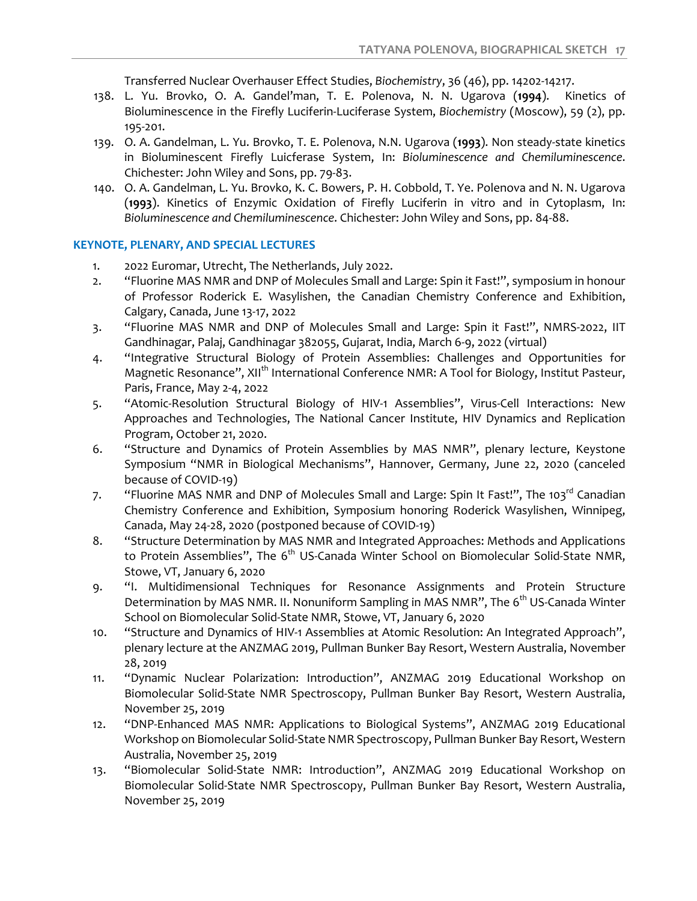Transferred Nuclear Overhauser Effect Studies, *Biochemistry*, 36 (46), pp. 14202-14217.

138. L. Yu. Brovko, O. A. Gandel'man, T. E. Polenova, N. N. Ugarova (**1994**). Kinetics of Bioluminescence in the Firefly Luciferin-Luciferase System, *Biochemistry* (Moscow), 59 (2), pp. 195-201.
139. O. A. Gandelman, L. Yu. Brovko, T. E. Polenova, N.N. Ugarova (**1993**). Non steady-state kinetics in Bioluminescent Firefly Luicferase System, In: *Bioluminescence and Chemiluminescence*. Chichester: John Wiley and Sons, pp. 79-83.
140. O. A. Gandelman, L. Yu. Brovko, K. C. Bowers, P. H. Cobbold, T. Ye. Polenova and N. N. Ugarova (**1993**). Kinetics of Enzymic Oxidation of Firefly Luciferin in vitro and in Cytoplasm, In: *Bioluminescence and Chemiluminescence*. Chichester: John Wiley and Sons, pp. 84-88.

## KEYNOTE, PLENARY, AND SPECIAL LECTURES

1. 2022 Euromar, Utrecht, The Netherlands, July 2022.
2. "Fluorine MAS NMR and DNP of Molecules Small and Large: Spin it Fast!", symposium in honour of Professor Roderick E. Wasylishen, the Canadian Chemistry Conference and Exhibition, Calgary, Canada, June 13-17, 2022
3. "Fluorine MAS NMR and DNP of Molecules Small and Large: Spin it Fast!", NMRS-2022, IIT Gandhinagar, Palaj, Gandhinagar 382055, Gujarat, India, March 6-9, 2022 (virtual)
4. "Integrative Structural Biology of Protein Assemblies: Challenges and Opportunities for Magnetic Resonance", XII$^{th}$ International Conference NMR: A Tool for Biology, Institut Pasteur, Paris, France, May 2-4, 2022
5. "Atomic-Resolution Structural Biology of HIV-1 Assemblies", Virus-Cell Interactions: New Approaches and Technologies, The National Cancer Institute, HIV Dynamics and Replication Program, October 21, 2020.
6. "Structure and Dynamics of Protein Assemblies by MAS NMR", plenary lecture, Keystone Symposium "NMR in Biological Mechanisms", Hannover, Germany, June 22, 2020 (canceled because of COVID-19)
7. "Fluorine MAS NMR and DNP of Molecules Small and Large: Spin It Fast!", The 103$^{rd}$ Canadian Chemistry Conference and Exhibition, Symposium honoring Roderick Wasylishen, Winnipeg, Canada, May 24-28, 2020 (postponed because of COVID-19)
8. "Structure Determination by MAS NMR and Integrated Approaches: Methods and Applications to Protein Assemblies", The 6$^{th}$ US-Canada Winter School on Biomolecular Solid-State NMR, Stowe, VT, January 6, 2020
9. "I. Multidimensional Techniques for Resonance Assignments and Protein Structure Determination by MAS NMR. II. Nonuniform Sampling in MAS NMR", The 6$^{th}$ US-Canada Winter School on Biomolecular Solid-State NMR, Stowe, VT, January 6, 2020
10. "Structure and Dynamics of HIV-1 Assemblies at Atomic Resolution: An Integrated Approach", plenary lecture at the ANZMAG 2019, Pullman Bunker Bay Resort, Western Australia, November 28, 2019
11. "Dynamic Nuclear Polarization: Introduction", ANZMAG 2019 Educational Workshop on Biomolecular Solid-State NMR Spectroscopy, Pullman Bunker Bay Resort, Western Australia, November 25, 2019
12. "DNP-Enhanced MAS NMR: Applications to Biological Systems", ANZMAG 2019 Educational Workshop on Biomolecular Solid-State NMR Spectroscopy, Pullman Bunker Bay Resort, Western Australia, November 25, 2019
13. "Biomolecular Solid-State NMR: Introduction", ANZMAG 2019 Educational Workshop on Biomolecular Solid-State NMR Spectroscopy, Pullman Bunker Bay Resort, Western Australia, November 25, 2019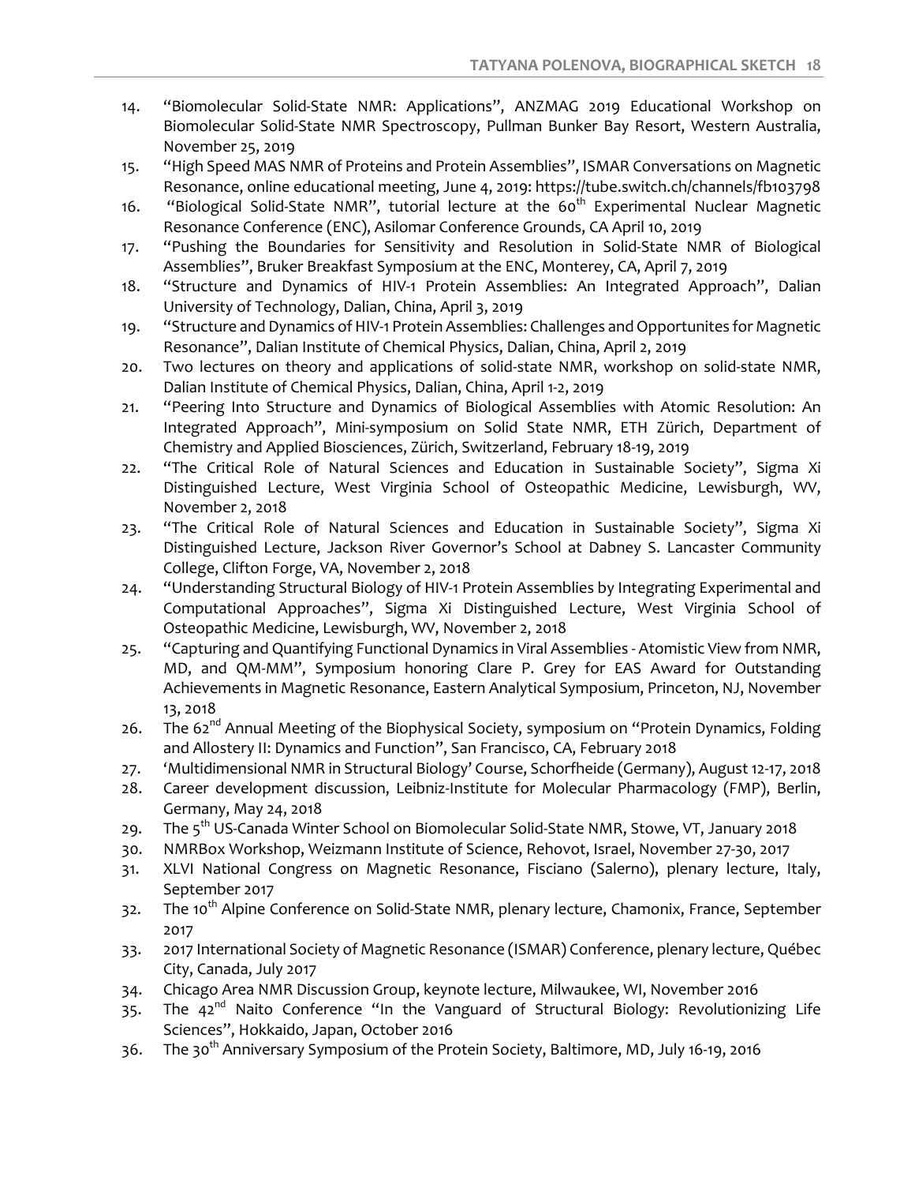14. "Biomolecular Solid-State NMR: Applications", ANZMAG 2019 Educational Workshop on Biomolecular Solid-State NMR Spectroscopy, Pullman Bunker Bay Resort, Western Australia, November 25, 2019
15. "High Speed MAS NMR of Proteins and Protein Assemblies", ISMAR Conversations on Magnetic Resonance, online educational meeting, June 4, 2019: https://tube.switch.ch/channels/fb103798
16. "Biological Solid-State NMR", tutorial lecture at the 60th Experimental Nuclear Magnetic Resonance Conference (ENC), Asilomar Conference Grounds, CA April 10, 2019
17. "Pushing the Boundaries for Sensitivity and Resolution in Solid-State NMR of Biological Assemblies", Bruker Breakfast Symposium at the ENC, Monterey, CA, April 7, 2019
18. "Structure and Dynamics of HIV-1 Protein Assemblies: An Integrated Approach", Dalian University of Technology, Dalian, China, April 3, 2019
19. "Structure and Dynamics of HIV-1 Protein Assemblies: Challenges and Opportunites for Magnetic Resonance", Dalian Institute of Chemical Physics, Dalian, China, April 2, 2019
20. Two lectures on theory and applications of solid-state NMR, workshop on solid-state NMR, Dalian Institute of Chemical Physics, Dalian, China, April 1-2, 2019
21. "Peering Into Structure and Dynamics of Biological Assemblies with Atomic Resolution: An Integrated Approach", Mini-symposium on Solid State NMR, ETH Zürich, Department of Chemistry and Applied Biosciences, Zürich, Switzerland, February 18-19, 2019
22. "The Critical Role of Natural Sciences and Education in Sustainable Society", Sigma Xi Distinguished Lecture, West Virginia School of Osteopathic Medicine, Lewisburgh, WV, November 2, 2018
23. "The Critical Role of Natural Sciences and Education in Sustainable Society", Sigma Xi Distinguished Lecture, Jackson River Governor's School at Dabney S. Lancaster Community College, Clifton Forge, VA, November 2, 2018
24. "Understanding Structural Biology of HIV-1 Protein Assemblies by Integrating Experimental and Computational Approaches", Sigma Xi Distinguished Lecture, West Virginia School of Osteopathic Medicine, Lewisburgh, WV, November 2, 2018
25. "Capturing and Quantifying Functional Dynamics in Viral Assemblies - Atomistic View from NMR, MD, and QM-MM", Symposium honoring Clare P. Grey for EAS Award for Outstanding Achievements in Magnetic Resonance, Eastern Analytical Symposium, Princeton, NJ, November 13, 2018
26. The 62nd Annual Meeting of the Biophysical Society, symposium on "Protein Dynamics, Folding and Allostery II: Dynamics and Function", San Francisco, CA, February 2018
27. 'Multidimensional NMR in Structural Biology' Course, Schorfheide (Germany), August 12-17, 2018
28. Career development discussion, Leibniz-Institute for Molecular Pharmacology (FMP), Berlin, Germany, May 24, 2018
29. The 5th US-Canada Winter School on Biomolecular Solid-State NMR, Stowe, VT, January 2018
30. NMRBox Workshop, Weizmann Institute of Science, Rehovot, Israel, November 27-30, 2017
31. XLVI National Congress on Magnetic Resonance, Fisciano (Salerno), plenary lecture, Italy, September 2017
32. The 10th Alpine Conference on Solid-State NMR, plenary lecture, Chamonix, France, September 2017
33. 2017 International Society of Magnetic Resonance (ISMAR) Conference, plenary lecture, Québec City, Canada, July 2017
34. Chicago Area NMR Discussion Group, keynote lecture, Milwaukee, WI, November 2016
35. The 42nd Naito Conference "In the Vanguard of Structural Biology: Revolutionizing Life Sciences", Hokkaido, Japan, October 2016
36. The 30th Anniversary Symposium of the Protein Society, Baltimore, MD, July 16-19, 2016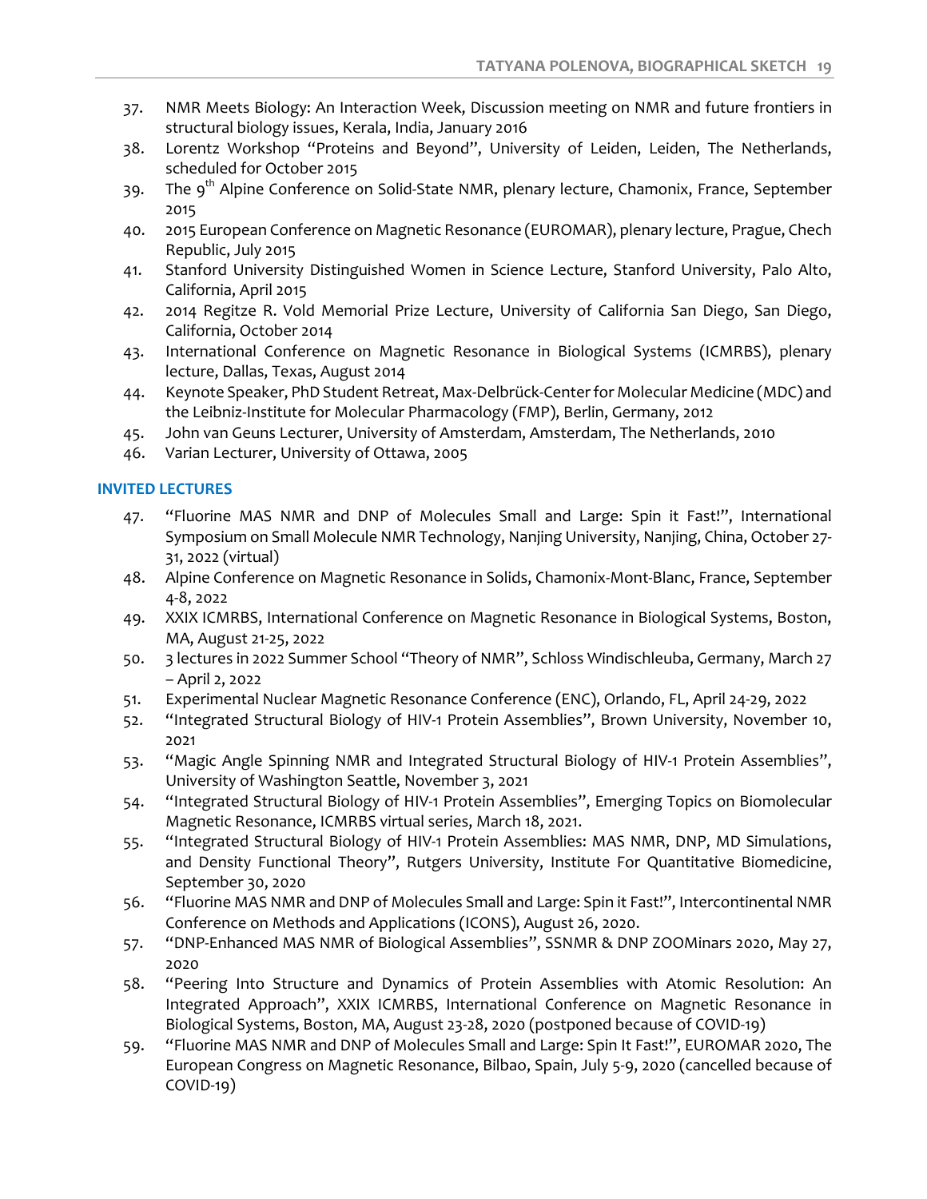37. NMR Meets Biology: An Interaction Week, Discussion meeting on NMR and future frontiers in structural biology issues, Kerala, India, January 2016
38. Lorentz Workshop "Proteins and Beyond", University of Leiden, Leiden, The Netherlands, scheduled for October 2015
39. The 9$^{th}$ Alpine Conference on Solid-State NMR, plenary lecture, Chamonix, France, September 2015
40. 2015 European Conference on Magnetic Resonance (EUROMAR), plenary lecture, Prague, Chech Republic, July 2015
41. Stanford University Distinguished Women in Science Lecture, Stanford University, Palo Alto, California, April 2015
42. 2014 Regitze R. Vold Memorial Prize Lecture, University of California San Diego, San Diego, California, October 2014
43. International Conference on Magnetic Resonance in Biological Systems (ICMRBS), plenary lecture, Dallas, Texas, August 2014
44. Keynote Speaker, PhD Student Retreat, Max-Delbrück-Center for Molecular Medicine (MDC) and the Leibniz-Institute for Molecular Pharmacology (FMP), Berlin, Germany, 2012
45. John van Geuns Lecturer, University of Amsterdam, Amsterdam, The Netherlands, 2010
46. Varian Lecturer, University of Ottawa, 2005

## INVITED LECTURES

47. "Fluorine MAS NMR and DNP of Molecules Small and Large: Spin it Fast!", International Symposium on Small Molecule NMR Technology, Nanjing University, Nanjing, China, October 27-31, 2022 (virtual)
48. Alpine Conference on Magnetic Resonance in Solids, Chamonix-Mont-Blanc, France, September 4-8, 2022
49. XXIX ICMRBS, International Conference on Magnetic Resonance in Biological Systems, Boston, MA, August 21-25, 2022
50. 3 lectures in 2022 Summer School "Theory of NMR", Schloss Windischleuba, Germany, March 27 – April 2, 2022
51. Experimental Nuclear Magnetic Resonance Conference (ENC), Orlando, FL, April 24-29, 2022
52. "Integrated Structural Biology of HIV-1 Protein Assemblies", Brown University, November 10, 2021
53. "Magic Angle Spinning NMR and Integrated Structural Biology of HIV-1 Protein Assemblies", University of Washington Seattle, November 3, 2021
54. "Integrated Structural Biology of HIV-1 Protein Assemblies", Emerging Topics on Biomolecular Magnetic Resonance, ICMRBS virtual series, March 18, 2021.
55. "Integrated Structural Biology of HIV-1 Protein Assemblies: MAS NMR, DNP, MD Simulations, and Density Functional Theory", Rutgers University, Institute For Quantitative Biomedicine, September 30, 2020
56. "Fluorine MAS NMR and DNP of Molecules Small and Large: Spin it Fast!", Intercontinental NMR Conference on Methods and Applications (ICONS), August 26, 2020.
57. "DNP-Enhanced MAS NMR of Biological Assemblies", SSNMR & DNP ZOOMinars 2020, May 27, 2020
58. "Peering Into Structure and Dynamics of Protein Assemblies with Atomic Resolution: An Integrated Approach", XXIX ICMRBS, International Conference on Magnetic Resonance in Biological Systems, Boston, MA, August 23-28, 2020 (postponed because of COVID-19)
59. "Fluorine MAS NMR and DNP of Molecules Small and Large: Spin It Fast!", EUROMAR 2020, The European Congress on Magnetic Resonance, Bilbao, Spain, July 5-9, 2020 (cancelled because of COVID-19)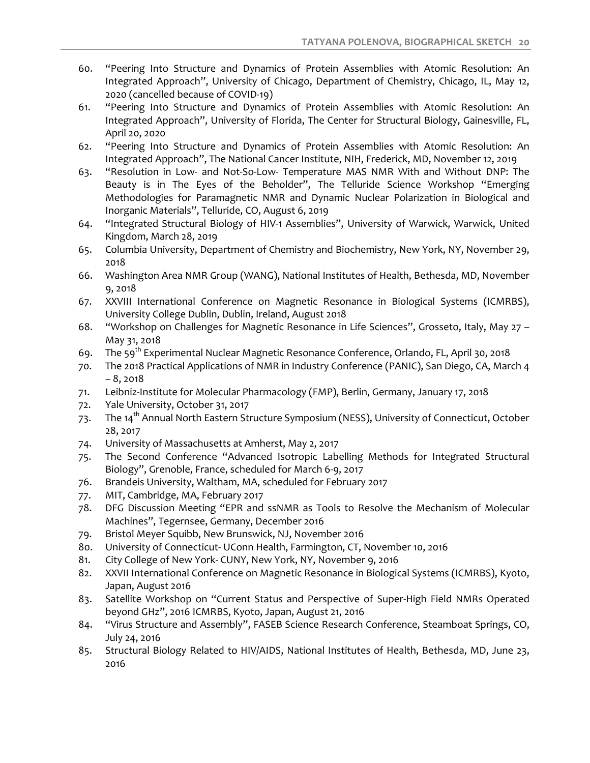60. "Peering Into Structure and Dynamics of Protein Assemblies with Atomic Resolution: An Integrated Approach", University of Chicago, Department of Chemistry, Chicago, IL, May 12, 2020 (cancelled because of COVID-19)
61. "Peering Into Structure and Dynamics of Protein Assemblies with Atomic Resolution: An Integrated Approach", University of Florida, The Center for Structural Biology, Gainesville, FL, April 20, 2020
62. "Peering Into Structure and Dynamics of Protein Assemblies with Atomic Resolution: An Integrated Approach", The National Cancer Institute, NIH, Frederick, MD, November 12, 2019
63. "Resolution in Low- and Not-So-Low- Temperature MAS NMR With and Without DNP: The Beauty is in The Eyes of the Beholder", The Telluride Science Workshop "Emerging Methodologies for Paramagnetic NMR and Dynamic Nuclear Polarization in Biological and Inorganic Materials", Telluride, CO, August 6, 2019
64. "Integrated Structural Biology of HIV-1 Assemblies", University of Warwick, Warwick, United Kingdom, March 28, 2019
65. Columbia University, Department of Chemistry and Biochemistry, New York, NY, November 29, 2018
66. Washington Area NMR Group (WANG), National Institutes of Health, Bethesda, MD, November 9, 2018
67. XXVIII International Conference on Magnetic Resonance in Biological Systems (ICMRBS), University College Dublin, Dublin, Ireland, August 2018
68. "Workshop on Challenges for Magnetic Resonance in Life Sciences", Grosseto, Italy, May 27 – May 31, 2018
69. The 59th Experimental Nuclear Magnetic Resonance Conference, Orlando, FL, April 30, 2018
70. The 2018 Practical Applications of NMR in Industry Conference (PANIC), San Diego, CA, March 4 – 8, 2018
71. Leibniz-Institute for Molecular Pharmacology (FMP), Berlin, Germany, January 17, 2018
72. Yale University, October 31, 2017
73. The 14th Annual North Eastern Structure Symposium (NESS), University of Connecticut, October 28, 2017
74. University of Massachusetts at Amherst, May 2, 2017
75. The Second Conference "Advanced Isotropic Labelling Methods for Integrated Structural Biology", Grenoble, France, scheduled for March 6-9, 2017
76. Brandeis University, Waltham, MA, scheduled for February 2017
77. MIT, Cambridge, MA, February 2017
78. DFG Discussion Meeting "EPR and ssNMR as Tools to Resolve the Mechanism of Molecular Machines", Tegernsee, Germany, December 2016
79. Bristol Meyer Squibb, New Brunswick, NJ, November 2016
80. University of Connecticut- UConn Health, Farmington, CT, November 10, 2016
81. City College of New York- CUNY, New York, NY, November 9, 2016
82. XXVII International Conference on Magnetic Resonance in Biological Systems (ICMRBS), Kyoto, Japan, August 2016
83. Satellite Workshop on "Current Status and Perspective of Super-High Field NMRs Operated beyond GHz", 2016 ICMRBS, Kyoto, Japan, August 21, 2016
84. "Virus Structure and Assembly", FASEB Science Research Conference, Steamboat Springs, CO, July 24, 2016
85. Structural Biology Related to HIV/AIDS, National Institutes of Health, Bethesda, MD, June 23, 2016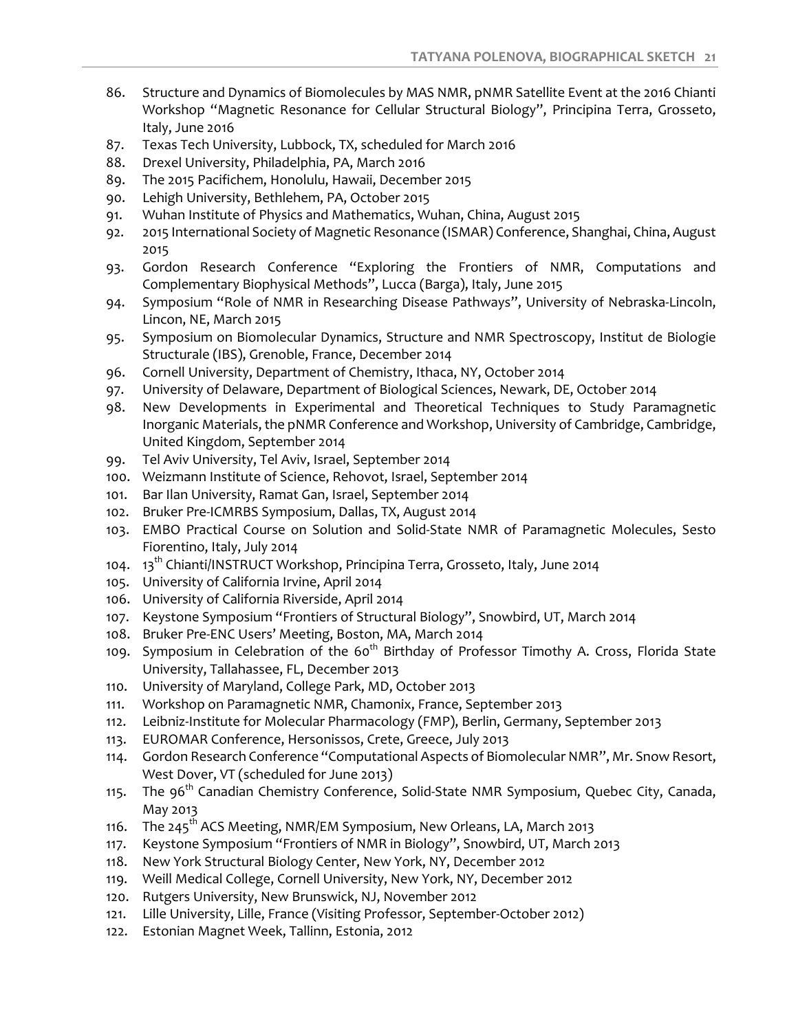86. Structure and Dynamics of Biomolecules by MAS NMR, pNMR Satellite Event at the 2016 Chianti Workshop "Magnetic Resonance for Cellular Structural Biology", Principina Terra, Grosseto, Italy, June 2016
87. Texas Tech University, Lubbock, TX, scheduled for March 2016
88. Drexel University, Philadelphia, PA, March 2016
89. The 2015 Pacifichem, Honolulu, Hawaii, December 2015
90. Lehigh University, Bethlehem, PA, October 2015
91. Wuhan Institute of Physics and Mathematics, Wuhan, China, August 2015
92. 2015 International Society of Magnetic Resonance (ISMAR) Conference, Shanghai, China, August 2015
93. Gordon Research Conference "Exploring the Frontiers of NMR, Computations and Complementary Biophysical Methods", Lucca (Barga), Italy, June 2015
94. Symposium "Role of NMR in Researching Disease Pathways", University of Nebraska-Lincoln, Lincon, NE, March 2015
95. Symposium on Biomolecular Dynamics, Structure and NMR Spectroscopy, Institut de Biologie Structurale (IBS), Grenoble, France, December 2014
96. Cornell University, Department of Chemistry, Ithaca, NY, October 2014
97. University of Delaware, Department of Biological Sciences, Newark, DE, October 2014
98. New Developments in Experimental and Theoretical Techniques to Study Paramagnetic Inorganic Materials, the pNMR Conference and Workshop, University of Cambridge, Cambridge, United Kingdom, September 2014
99. Tel Aviv University, Tel Aviv, Israel, September 2014
100. Weizmann Institute of Science, Rehovot, Israel, September 2014
101. Bar Ilan University, Ramat Gan, Israel, September 2014
102. Bruker Pre-ICMRBS Symposium, Dallas, TX, August 2014
103. EMBO Practical Course on Solution and Solid-State NMR of Paramagnetic Molecules, Sesto Fiorentino, Italy, July 2014
104. 13th Chianti/INSTRUCT Workshop, Principina Terra, Grosseto, Italy, June 2014
105. University of California Irvine, April 2014
106. University of California Riverside, April 2014
107. Keystone Symposium "Frontiers of Structural Biology", Snowbird, UT, March 2014
108. Bruker Pre-ENC Users' Meeting, Boston, MA, March 2014
109. Symposium in Celebration of the 60th Birthday of Professor Timothy A. Cross, Florida State University, Tallahassee, FL, December 2013
110. University of Maryland, College Park, MD, October 2013
111. Workshop on Paramagnetic NMR, Chamonix, France, September 2013
112. Leibniz-Institute for Molecular Pharmacology (FMP), Berlin, Germany, September 2013
113. EUROMAR Conference, Hersonissos, Crete, Greece, July 2013
114. Gordon Research Conference "Computational Aspects of Biomolecular NMR", Mr. Snow Resort, West Dover, VT (scheduled for June 2013)
115. The 96th Canadian Chemistry Conference, Solid-State NMR Symposium, Quebec City, Canada, May 2013
116. The 245th ACS Meeting, NMR/EM Symposium, New Orleans, LA, March 2013
117. Keystone Symposium "Frontiers of NMR in Biology", Snowbird, UT, March 2013
118. New York Structural Biology Center, New York, NY, December 2012
119. Weill Medical College, Cornell University, New York, NY, December 2012
120. Rutgers University, New Brunswick, NJ, November 2012
121. Lille University, Lille, France (Visiting Professor, September-October 2012)
122. Estonian Magnet Week, Tallinn, Estonia, 2012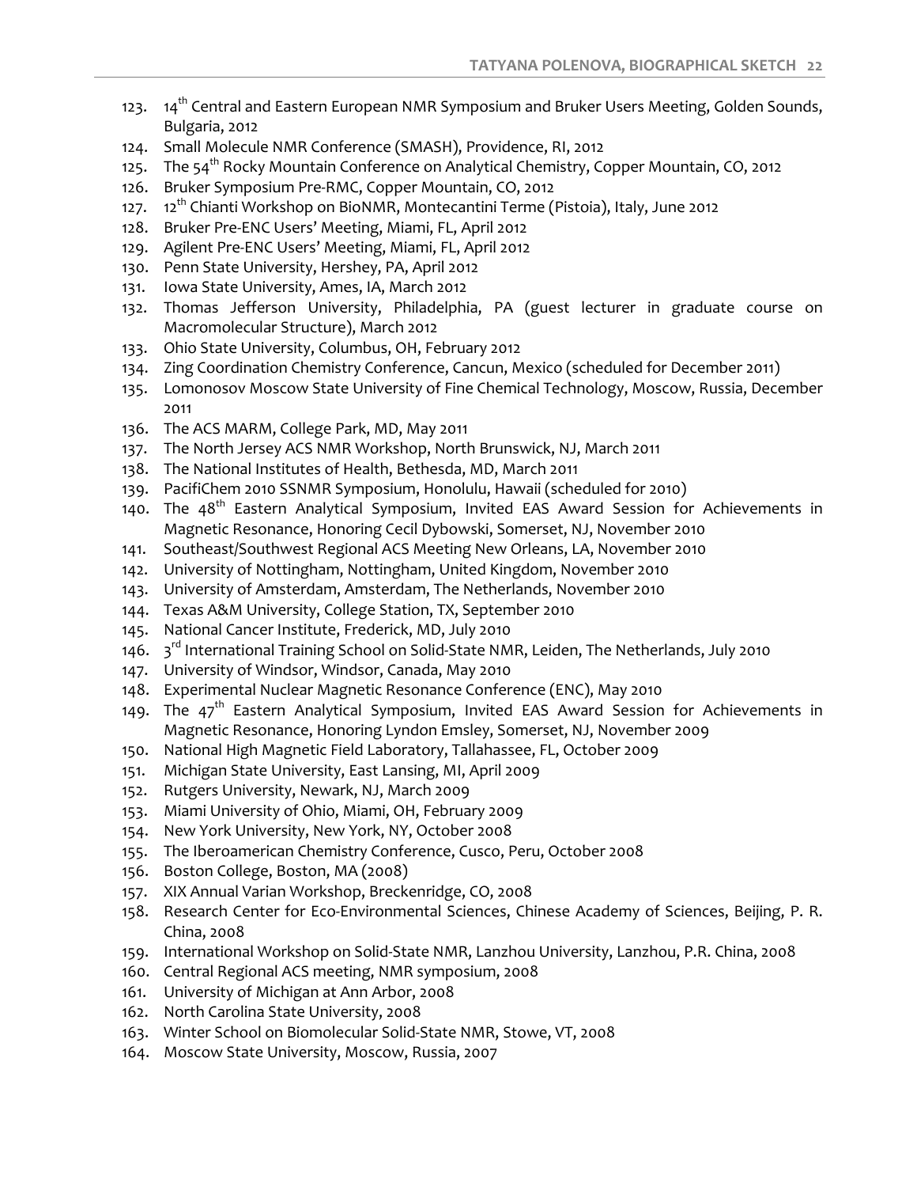123. 14th Central and Eastern European NMR Symposium and Bruker Users Meeting, Golden Sounds, Bulgaria, 2012
124. Small Molecule NMR Conference (SMASH), Providence, RI, 2012
125. The 54th Rocky Mountain Conference on Analytical Chemistry, Copper Mountain, CO, 2012
126. Bruker Symposium Pre-RMC, Copper Mountain, CO, 2012
127. 12th Chianti Workshop on BioNMR, Montecantini Terme (Pistoia), Italy, June 2012
128. Bruker Pre-ENC Users' Meeting, Miami, FL, April 2012
129. Agilent Pre-ENC Users' Meeting, Miami, FL, April 2012
130. Penn State University, Hershey, PA, April 2012
131. Iowa State University, Ames, IA, March 2012
132. Thomas Jefferson University, Philadelphia, PA (guest lecturer in graduate course on Macromolecular Structure), March 2012
133. Ohio State University, Columbus, OH, February 2012
134. Zing Coordination Chemistry Conference, Cancun, Mexico (scheduled for December 2011)
135. Lomonosov Moscow State University of Fine Chemical Technology, Moscow, Russia, December 2011
136. The ACS MARM, College Park, MD, May 2011
137. The North Jersey ACS NMR Workshop, North Brunswick, NJ, March 2011
138. The National Institutes of Health, Bethesda, MD, March 2011
139. PacifiChem 2010 SSNMR Symposium, Honolulu, Hawaii (scheduled for 2010)
140. The 48th Eastern Analytical Symposium, Invited EAS Award Session for Achievements in Magnetic Resonance, Honoring Cecil Dybowski, Somerset, NJ, November 2010
141. Southeast/Southwest Regional ACS Meeting New Orleans, LA, November 2010
142. University of Nottingham, Nottingham, United Kingdom, November 2010
143. University of Amsterdam, Amsterdam, The Netherlands, November 2010
144. Texas A&M University, College Station, TX, September 2010
145. National Cancer Institute, Frederick, MD, July 2010
146. 3rd International Training School on Solid-State NMR, Leiden, The Netherlands, July 2010
147. University of Windsor, Windsor, Canada, May 2010
148. Experimental Nuclear Magnetic Resonance Conference (ENC), May 2010
149. The 47th Eastern Analytical Symposium, Invited EAS Award Session for Achievements in Magnetic Resonance, Honoring Lyndon Emsley, Somerset, NJ, November 2009
150. National High Magnetic Field Laboratory, Tallahassee, FL, October 2009
151. Michigan State University, East Lansing, MI, April 2009
152. Rutgers University, Newark, NJ, March 2009
153. Miami University of Ohio, Miami, OH, February 2009
154. New York University, New York, NY, October 2008
155. The Iberoamerican Chemistry Conference, Cusco, Peru, October 2008
156. Boston College, Boston, MA (2008)
157. XIX Annual Varian Workshop, Breckenridge, CO, 2008
158. Research Center for Eco-Environmental Sciences, Chinese Academy of Sciences, Beijing, P. R. China, 2008
159. International Workshop on Solid-State NMR, Lanzhou University, Lanzhou, P.R. China, 2008
160. Central Regional ACS meeting, NMR symposium, 2008
161. University of Michigan at Ann Arbor, 2008
162. North Carolina State University, 2008
163. Winter School on Biomolecular Solid-State NMR, Stowe, VT, 2008
164. Moscow State University, Moscow, Russia, 2007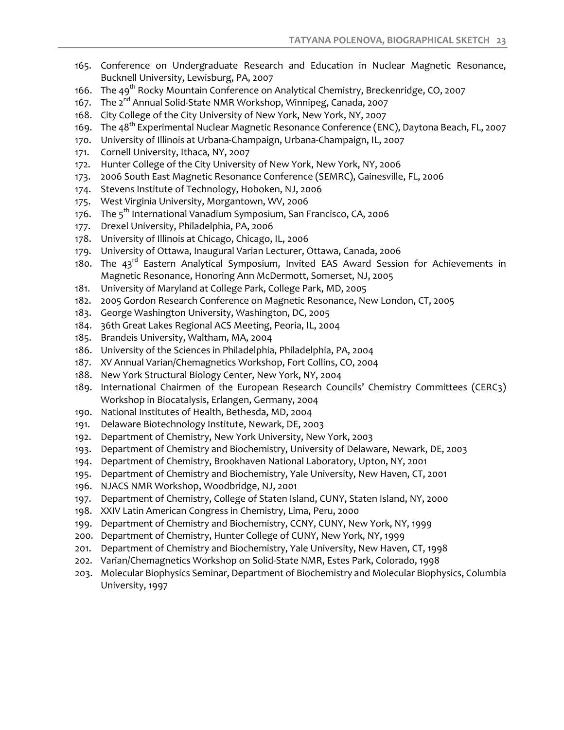165. Conference on Undergraduate Research and Education in Nuclear Magnetic Resonance, Bucknell University, Lewisburg, PA, 2007
166. The 49th Rocky Mountain Conference on Analytical Chemistry, Breckenridge, CO, 2007
167. The 2nd Annual Solid-State NMR Workshop, Winnipeg, Canada, 2007
168. City College of the City University of New York, New York, NY, 2007
169. The 48th Experimental Nuclear Magnetic Resonance Conference (ENC), Daytona Beach, FL, 2007
170. University of Illinois at Urbana-Champaign, Urbana-Champaign, IL, 2007
171. Cornell University, Ithaca, NY, 2007
172. Hunter College of the City University of New York, New York, NY, 2006
173. 2006 South East Magnetic Resonance Conference (SEMRC), Gainesville, FL, 2006
174. Stevens Institute of Technology, Hoboken, NJ, 2006
175. West Virginia University, Morgantown, WV, 2006
176. The 5th International Vanadium Symposium, San Francisco, CA, 2006
177. Drexel University, Philadelphia, PA, 2006
178. University of Illinois at Chicago, Chicago, IL, 2006
179. University of Ottawa, Inaugural Varian Lecturer, Ottawa, Canada, 2006
180. The 43rd Eastern Analytical Symposium, Invited EAS Award Session for Achievements in Magnetic Resonance, Honoring Ann McDermott, Somerset, NJ, 2005
181. University of Maryland at College Park, College Park, MD, 2005
182. 2005 Gordon Research Conference on Magnetic Resonance, New London, CT, 2005
183. George Washington University, Washington, DC, 2005
184. 36th Great Lakes Regional ACS Meeting, Peoria, IL, 2004
185. Brandeis University, Waltham, MA, 2004
186. University of the Sciences in Philadelphia, Philadelphia, PA, 2004
187. XV Annual Varian/Chemagnetics Workshop, Fort Collins, CO, 2004
188. New York Structural Biology Center, New York, NY, 2004
189. International Chairmen of the European Research Councils' Chemistry Committees (CERC3) Workshop in Biocatalysis, Erlangen, Germany, 2004
190. National Institutes of Health, Bethesda, MD, 2004
191. Delaware Biotechnology Institute, Newark, DE, 2003
192. Department of Chemistry, New York University, New York, 2003
193. Department of Chemistry and Biochemistry, University of Delaware, Newark, DE, 2003
194. Department of Chemistry, Brookhaven National Laboratory, Upton, NY, 2001
195. Department of Chemistry and Biochemistry, Yale University, New Haven, CT, 2001
196. NJACS NMR Workshop, Woodbridge, NJ, 2001
197. Department of Chemistry, College of Staten Island, CUNY, Staten Island, NY, 2000
198. XXIV Latin American Congress in Chemistry, Lima, Peru, 2000
199. Department of Chemistry and Biochemistry, CCNY, CUNY, New York, NY, 1999
200. Department of Chemistry, Hunter College of CUNY, New York, NY, 1999
201. Department of Chemistry and Biochemistry, Yale University, New Haven, CT, 1998
202. Varian/Chemagnetics Workshop on Solid-State NMR, Estes Park, Colorado, 1998
203. Molecular Biophysics Seminar, Department of Biochemistry and Molecular Biophysics, Columbia University, 1997